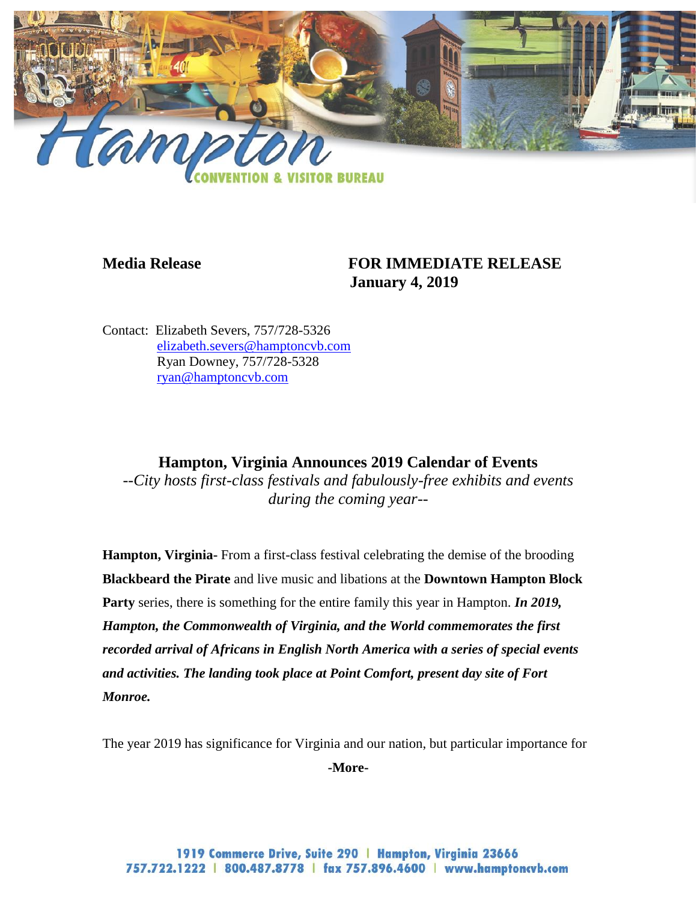**Media Release** **FOR IMMEDIATE RELEASE**
**January 4, 2019**

Contact: Elizabeth Severs, 757/728-5326
elizabeth.severs@hamptoncvb.com
Ryan Downey, 757/728-5328
ryan@hamptoncvb.com

## Hampton, Virginia Announces 2019 Calendar of Events

*--City hosts first-class festivals and fabulously-free exhibits and events during the coming year--*

**Hampton, Virginia-** From a first-class festival celebrating the demise of the brooding **Blackbeard the Pirate** and live music and libations at the **Downtown Hampton Block Party** series, there is something for the entire family this year in Hampton. ***In 2019, Hampton, the Commonwealth of Virginia, and the World commemorates the first recorded arrival of Africans in English North America with a series of special events and activities. The landing took place at Point Comfort, present day site of Fort Monroe.***

The year 2019 has significance for Virginia and our nation, but particular importance for

**-More-**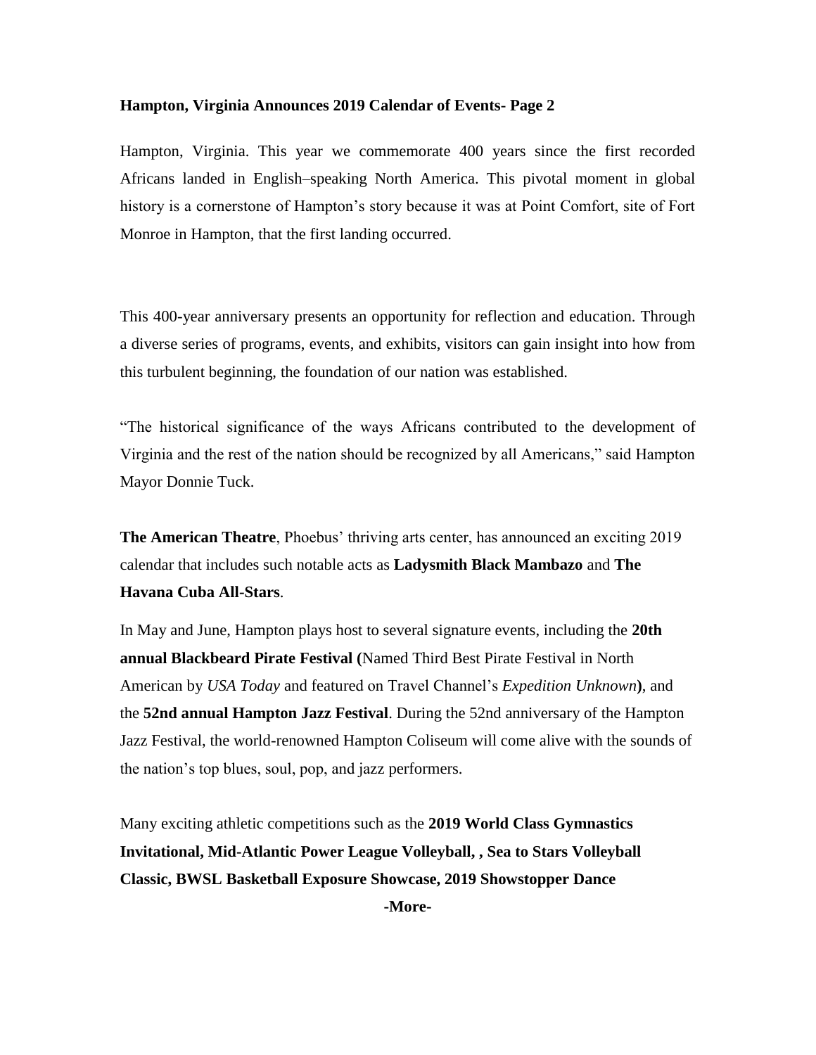**Hampton, Virginia Announces 2019 Calendar of Events- Page 2**

Hampton, Virginia. This year we commemorate 400 years since the first recorded Africans landed in English–speaking North America. This pivotal moment in global history is a cornerstone of Hampton's story because it was at Point Comfort, site of Fort Monroe in Hampton, that the first landing occurred.

This 400-year anniversary presents an opportunity for reflection and education. Through a diverse series of programs, events, and exhibits, visitors can gain insight into how from this turbulent beginning, the foundation of our nation was established.

"The historical significance of the ways Africans contributed to the development of Virginia and the rest of the nation should be recognized by all Americans," said Hampton Mayor Donnie Tuck.

**The American Theatre**, Phoebus' thriving arts center, has announced an exciting 2019 calendar that includes such notable acts as **Ladysmith Black Mambazo** and **The Havana Cuba All-Stars**.

In May and June, Hampton plays host to several signature events, including the **20th annual Blackbeard Pirate Festival (**Named Third Best Pirate Festival in North American by *USA Today* and featured on Travel Channel's *Expedition Unknown***)**, and the **52nd annual Hampton Jazz Festival**. During the 52nd anniversary of the Hampton Jazz Festival, the world-renowned Hampton Coliseum will come alive with the sounds of the nation's top blues, soul, pop, and jazz performers.

Many exciting athletic competitions such as the **2019 World Class Gymnastics Invitational, Mid-Atlantic Power League Volleyball, , Sea to Stars Volleyball Classic, BWSL Basketball Exposure Showcase, 2019 Showstopper Dance**

**-More-**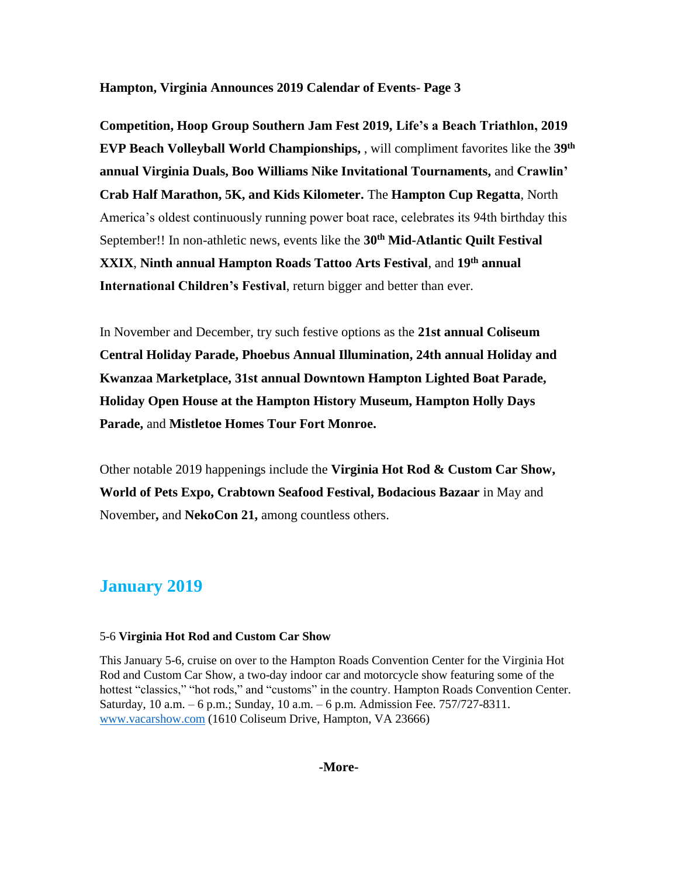**Competition, Hoop Group Southern Jam Fest 2019, Life's a Beach Triathlon, 2019 EVP Beach Volleyball World Championships,** , will compliment favorites like the **39th annual Virginia Duals, Boo Williams Nike Invitational Tournaments,** and **Crawlin' Crab Half Marathon, 5K, and Kids Kilometer.** The **Hampton Cup Regatta**, North America's oldest continuously running power boat race, celebrates its 94th birthday this September!! In non-athletic news, events like the **30th Mid-Atlantic Quilt Festival XXIX**, **Ninth annual Hampton Roads Tattoo Arts Festival**, and **19th annual International Children's Festival**, return bigger and better than ever.

In November and December, try such festive options as the **21st annual Coliseum Central Holiday Parade, Phoebus Annual Illumination, 24th annual Holiday and Kwanzaa Marketplace, 31st annual Downtown Hampton Lighted Boat Parade, Holiday Open House at the Hampton History Museum, Hampton Holly Days Parade,** and **Mistletoe Homes Tour Fort Monroe.**

Other notable 2019 happenings include the **Virginia Hot Rod & Custom Car Show, World of Pets Expo, Crabtown Seafood Festival, Bodacious Bazaar** in May and November**,** and **NekoCon 21,** among countless others.

## January 2019

5-6 **Virginia Hot Rod and Custom Car Show**

This January 5-6, cruise on over to the Hampton Roads Convention Center for the Virginia Hot Rod and Custom Car Show, a two-day indoor car and motorcycle show featuring some of the hottest "classics," "hot rods," and "customs" in the country. Hampton Roads Convention Center. Saturday, 10 a.m. – 6 p.m.; Sunday, 10 a.m. – 6 p.m. Admission Fee. 757/727-8311. [www.vacarshow.com](http://www.vacarshow.com) (1610 Coliseum Drive, Hampton, VA 23666)

**-More-**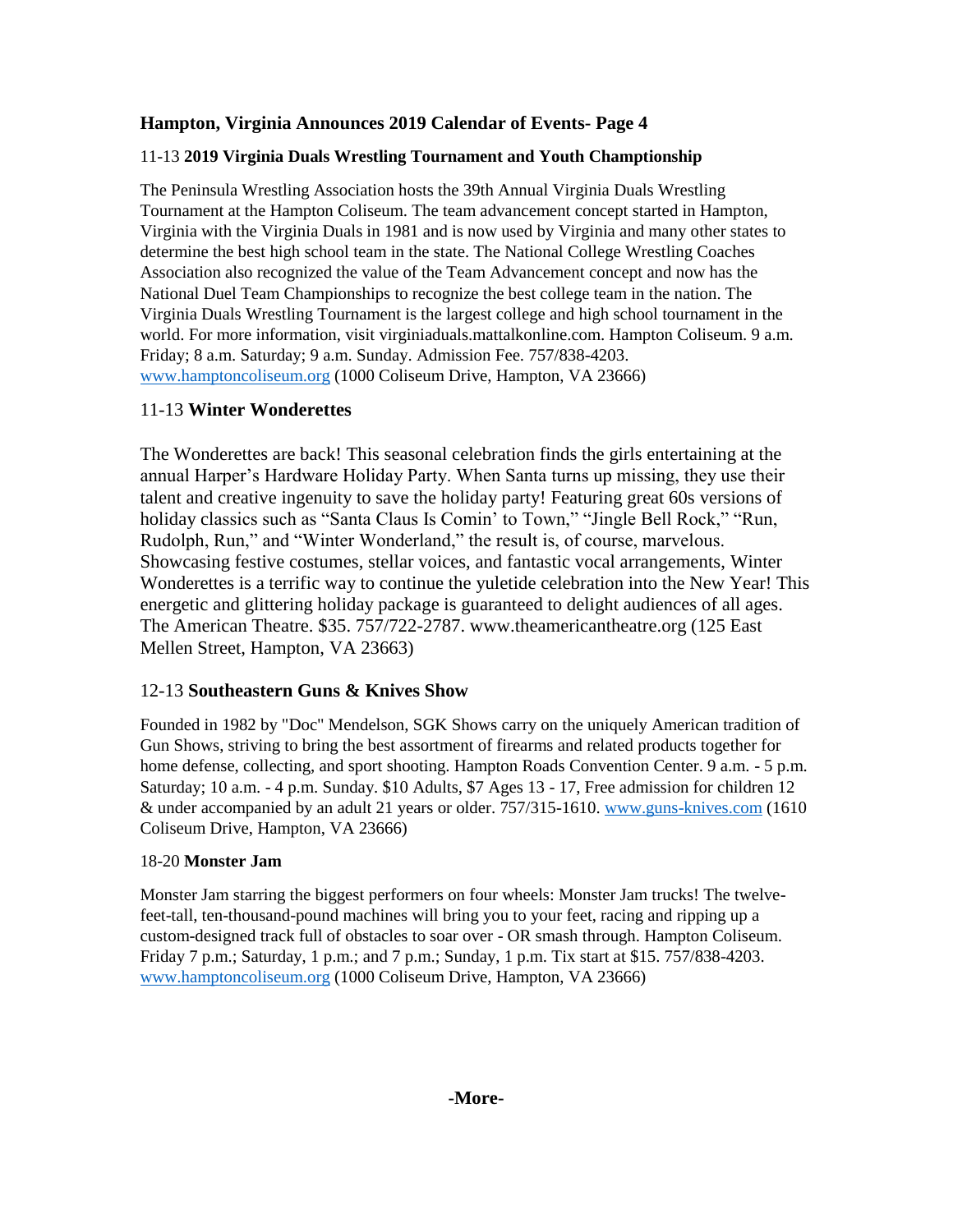## Hampton, Virginia Announces 2019 Calendar of Events- Page 4

11-13 **2019 Virginia Duals Wrestling Tournament and Youth Champtionship**

The Peninsula Wrestling Association hosts the 39th Annual Virginia Duals Wrestling Tournament at the Hampton Coliseum. The team advancement concept started in Hampton, Virginia with the Virginia Duals in 1981 and is now used by Virginia and many other states to determine the best high school team in the state. The National College Wrestling Coaches Association also recognized the value of the Team Advancement concept and now has the National Duel Team Championships to recognize the best college team in the nation. The Virginia Duals Wrestling Tournament is the largest college and high school tournament in the world. For more information, visit virginiaduals.mattalkonline.com. Hampton Coliseum. 9 a.m. Friday; 8 a.m. Saturday; 9 a.m. Sunday. Admission Fee. 757/838-4203. www.hamptoncoliseum.org (1000 Coliseum Drive, Hampton, VA 23666)

11-13 **Winter Wonderettes**

The Wonderettes are back! This seasonal celebration finds the girls entertaining at the annual Harper's Hardware Holiday Party. When Santa turns up missing, they use their talent and creative ingenuity to save the holiday party! Featuring great 60s versions of holiday classics such as "Santa Claus Is Comin' to Town," "Jingle Bell Rock," "Run, Rudolph, Run," and "Winter Wonderland," the result is, of course, marvelous. Showcasing festive costumes, stellar voices, and fantastic vocal arrangements, Winter Wonderettes is a terrific way to continue the yuletide celebration into the New Year! This energetic and glittering holiday package is guaranteed to delight audiences of all ages. The American Theatre. $35. 757/722-2787. www.theamericantheatre.org (125 East Mellen Street, Hampton, VA 23663)

12-13 **Southeastern Guns & Knives Show**

Founded in 1982 by "Doc" Mendelson, SGK Shows carry on the uniquely American tradition of Gun Shows, striving to bring the best assortment of firearms and related products together for home defense, collecting, and sport shooting. Hampton Roads Convention Center. 9 a.m. - 5 p.m. Saturday; 10 a.m. - 4 p.m. Sunday. $10 Adults, $7 Ages 13 - 17, Free admission for children 12 & under accompanied by an adult 21 years or older. 757/315-1610. www.guns-knives.com (1610 Coliseum Drive, Hampton, VA 23666)

18-20 **Monster Jam**

Monster Jam starring the biggest performers on four wheels: Monster Jam trucks! The twelve-feet-tall, ten-thousand-pound machines will bring you to your feet, racing and ripping up a custom-designed track full of obstacles to soar over - OR smash through. Hampton Coliseum. Friday 7 p.m.; Saturday, 1 p.m.; and 7 p.m.; Sunday, 1 p.m. Tix start at $15. 757/838-4203. www.hamptoncoliseum.org (1000 Coliseum Drive, Hampton, VA 23666)

**-More-**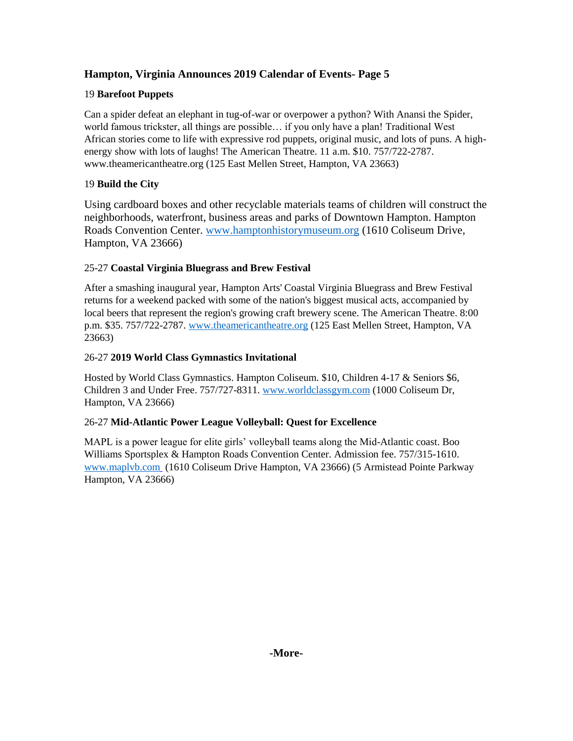## Hampton, Virginia Announces 2019 Calendar of Events- Page 5

19 **Barefoot Puppets**

Can a spider defeat an elephant in tug-of-war or overpower a python? With Anansi the Spider, world famous trickster, all things are possible… if you only have a plan! Traditional West African stories come to life with expressive rod puppets, original music, and lots of puns. A high-energy show with lots of laughs! The American Theatre. 11 a.m. $10. 757/722-2787. www.theamericantheatre.org (125 East Mellen Street, Hampton, VA 23663)

19 **Build the City**

Using cardboard boxes and other recyclable materials teams of children will construct the neighborhoods, waterfront, business areas and parks of Downtown Hampton. Hampton Roads Convention Center. www.hamptonhistorymuseum.org (1610 Coliseum Drive, Hampton, VA 23666)

25-27 **Coastal Virginia Bluegrass and Brew Festival**

After a smashing inaugural year, Hampton Arts' Coastal Virginia Bluegrass and Brew Festival returns for a weekend packed with some of the nation's biggest musical acts, accompanied by local beers that represent the region's growing craft brewery scene. The American Theatre. 8:00 p.m. $35. 757/722-2787. www.theamericantheatre.org (125 East Mellen Street, Hampton, VA 23663)

26-27 **2019 World Class Gymnastics Invitational**

Hosted by World Class Gymnastics. Hampton Coliseum. $10, Children 4-17 & Seniors $6, Children 3 and Under Free. 757/727-8311. www.worldclassgym.com (1000 Coliseum Dr, Hampton, VA 23666)

26-27 **Mid-Atlantic Power League Volleyball: Quest for Excellence**

MAPL is a power league for elite girls' volleyball teams along the Mid-Atlantic coast. Boo Williams Sportsplex & Hampton Roads Convention Center. Admission fee. 757/315-1610. www.maplvb.com (1610 Coliseum Drive Hampton, VA 23666) (5 Armistead Pointe Parkway Hampton, VA 23666)

**-More-**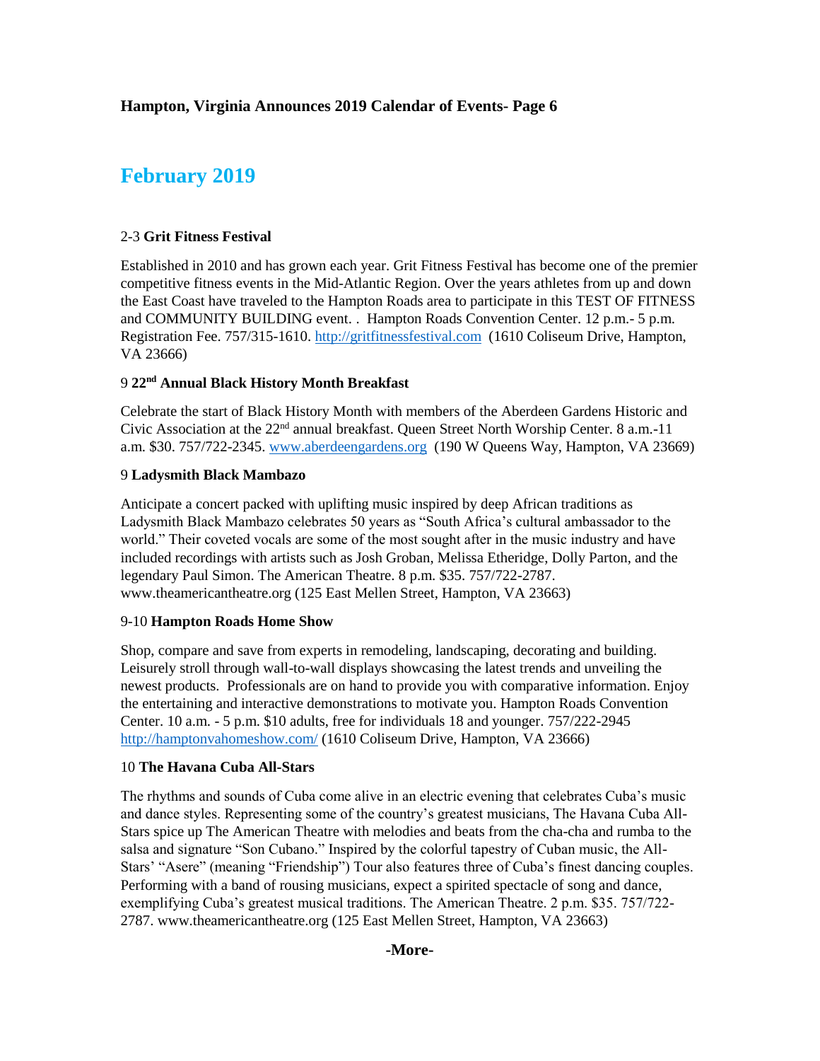**Hampton, Virginia Announces 2019 Calendar of Events- Page 6**

## February 2019

2-3 **Grit Fitness Festival**

Established in 2010 and has grown each year. Grit Fitness Festival has become one of the premier competitive fitness events in the Mid-Atlantic Region. Over the years athletes from up and down the East Coast have traveled to the Hampton Roads area to participate in this TEST OF FITNESS and COMMUNITY BUILDING event. . Hampton Roads Convention Center. 12 p.m.- 5 p.m. Registration Fee. 757/315-1610. http://gritfitnessfestival.com (1610 Coliseum Drive, Hampton, VA 23666)

9 **22nd Annual Black History Month Breakfast**

Celebrate the start of Black History Month with members of the Aberdeen Gardens Historic and Civic Association at the 22nd annual breakfast. Queen Street North Worship Center. 8 a.m.-11 a.m. $30. 757/722-2345. www.aberdeengardens.org (190 W Queens Way, Hampton, VA 23669)

9 **Ladysmith Black Mambazo**

Anticipate a concert packed with uplifting music inspired by deep African traditions as Ladysmith Black Mambazo celebrates 50 years as "South Africa's cultural ambassador to the world." Their coveted vocals are some of the most sought after in the music industry and have included recordings with artists such as Josh Groban, Melissa Etheridge, Dolly Parton, and the legendary Paul Simon. The American Theatre. 8 p.m. $35. 757/722-2787. www.theamericantheatre.org (125 East Mellen Street, Hampton, VA 23663)

9-10 **Hampton Roads Home Show**

Shop, compare and save from experts in remodeling, landscaping, decorating and building. Leisurely stroll through wall-to-wall displays showcasing the latest trends and unveiling the newest products. Professionals are on hand to provide you with comparative information. Enjoy the entertaining and interactive demonstrations to motivate you. Hampton Roads Convention Center. 10 a.m. - 5 p.m. $10 adults, free for individuals 18 and younger. 757/222-2945 http://hamptonvahomeshow.com/ (1610 Coliseum Drive, Hampton, VA 23666)

10 **The Havana Cuba All-Stars**

The rhythms and sounds of Cuba come alive in an electric evening that celebrates Cuba's music and dance styles. Representing some of the country's greatest musicians, The Havana Cuba All-Stars spice up The American Theatre with melodies and beats from the cha-cha and rumba to the salsa and signature "Son Cubano." Inspired by the colorful tapestry of Cuban music, the All-Stars' "Asere" (meaning "Friendship") Tour also features three of Cuba's finest dancing couples. Performing with a band of rousing musicians, expect a spirited spectacle of song and dance, exemplifying Cuba's greatest musical traditions. The American Theatre. 2 p.m. $35. 757/722-2787. www.theamericantheatre.org (125 East Mellen Street, Hampton, VA 23663)

**-More-**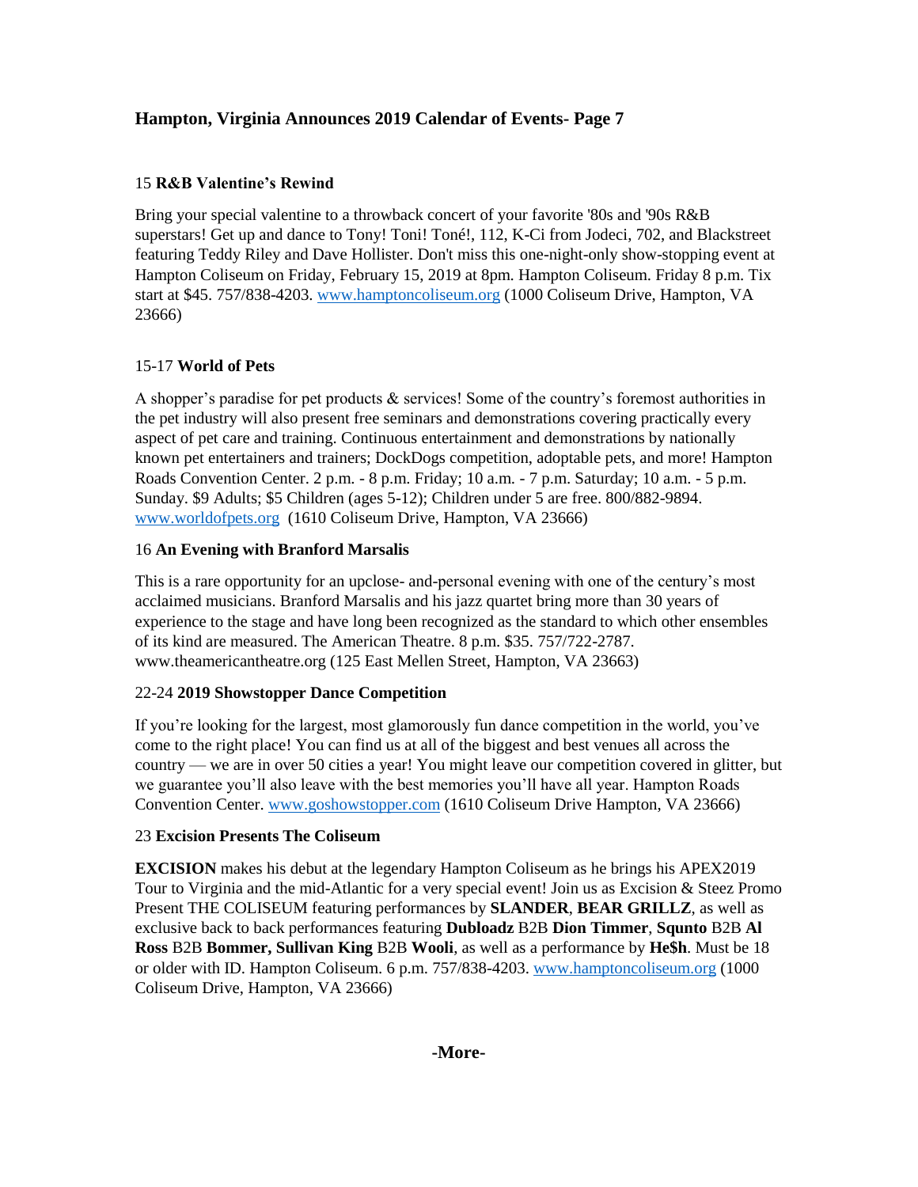## Hampton, Virginia Announces 2019 Calendar of Events- Page 7

15 **R&B Valentine's Rewind**

Bring your special valentine to a throwback concert of your favorite '80s and '90s R&B superstars! Get up and dance to Tony! Toni! Toné!, 112, K-Ci from Jodeci, 702, and Blackstreet featuring Teddy Riley and Dave Hollister. Don't miss this one-night-only show-stopping event at Hampton Coliseum on Friday, February 15, 2019 at 8pm. Hampton Coliseum. Friday 8 p.m. Tix start at $45. 757/838-4203. www.hamptoncoliseum.org (1000 Coliseum Drive, Hampton, VA 23666)

15-17 **World of Pets**

A shopper's paradise for pet products & services! Some of the country's foremost authorities in the pet industry will also present free seminars and demonstrations covering practically every aspect of pet care and training. Continuous entertainment and demonstrations by nationally known pet entertainers and trainers; DockDogs competition, adoptable pets, and more! Hampton Roads Convention Center. 2 p.m. - 8 p.m. Friday; 10 a.m. - 7 p.m. Saturday; 10 a.m. - 5 p.m. Sunday. $9 Adults; $5 Children (ages 5-12); Children under 5 are free. 800/882-9894. www.worldofpets.org (1610 Coliseum Drive, Hampton, VA 23666)

16 **An Evening with Branford Marsalis**

This is a rare opportunity for an upclose- and-personal evening with one of the century's most acclaimed musicians. Branford Marsalis and his jazz quartet bring more than 30 years of experience to the stage and have long been recognized as the standard to which other ensembles of its kind are measured. The American Theatre. 8 p.m. $35. 757/722-2787. www.theamericantheatre.org (125 East Mellen Street, Hampton, VA 23663)

22-24 **2019 Showstopper Dance Competition**

If you're looking for the largest, most glamorously fun dance competition in the world, you've come to the right place! You can find us at all of the biggest and best venues all across the country — we are in over 50 cities a year! You might leave our competition covered in glitter, but we guarantee you'll also leave with the best memories you'll have all year. Hampton Roads Convention Center. www.goshowstopper.com (1610 Coliseum Drive Hampton, VA 23666)

23 **Excision Presents The Coliseum**

**EXCISION** makes his debut at the legendary Hampton Coliseum as he brings his APEX2019 Tour to Virginia and the mid-Atlantic for a very special event! Join us as Excision & Steez Promo Present THE COLISEUM featuring performances by **SLANDER**, **BEAR GRILLZ**, as well as exclusive back to back performances featuring **Dubloadz** B2B **Dion Timmer**, **Squnto** B2B **Al Ross** B2B **Bommer, Sullivan King** B2B **Wooli**, as well as a performance by **He$h**. Must be 18 or older with ID. Hampton Coliseum. 6 p.m. 757/838-4203. www.hamptoncoliseum.org (1000 Coliseum Drive, Hampton, VA 23666)

**-More-**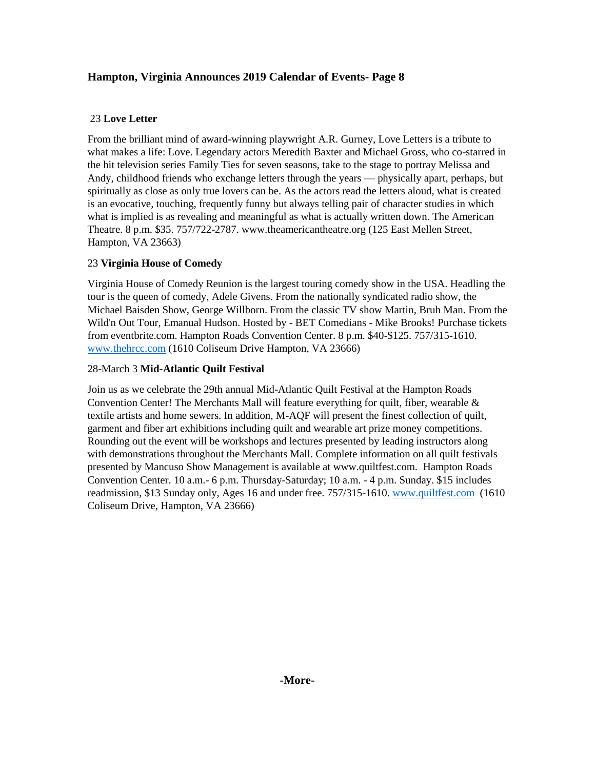23 **Love Letter**

From the brilliant mind of award-winning playwright A.R. Gurney, Love Letters is a tribute to what makes a life: Love. Legendary actors Meredith Baxter and Michael Gross, who co-starred in the hit television series Family Ties for seven seasons, take to the stage to portray Melissa and Andy, childhood friends who exchange letters through the years — physically apart, perhaps, but spiritually as close as only true lovers can be. As the actors read the letters aloud, what is created is an evocative, touching, frequently funny but always telling pair of character studies in which what is implied is as revealing and meaningful as what is actually written down. The American Theatre. 8 p.m. $35. 757/722-2787. www.theamericantheatre.org (125 East Mellen Street, Hampton, VA 23663)

23 **Virginia House of Comedy**

Virginia House of Comedy Reunion is the largest touring comedy show in the USA. Headling the tour is the queen of comedy, Adele Givens. From the nationally syndicated radio show, the Michael Baisden Show, George Willborn. From the classic TV show Martin, Bruh Man. From the Wild'n Out Tour, Emanual Hudson. Hosted by - BET Comedians - Mike Brooks! Purchase tickets from eventbrite.com. Hampton Roads Convention Center. 8 p.m. $40-$125. 757/315-1610. www.thehrcc.com (1610 Coliseum Drive Hampton, VA 23666)

28-March 3 **Mid-Atlantic Quilt Festival**

Join us as we celebrate the 29th annual Mid-Atlantic Quilt Festival at the Hampton Roads Convention Center! The Merchants Mall will feature everything for quilt, fiber, wearable & textile artists and home sewers. In addition, M-AQF will present the finest collection of quilt, garment and fiber art exhibitions including quilt and wearable art prize money competitions. Rounding out the event will be workshops and lectures presented by leading instructors along with demonstrations throughout the Merchants Mall. Complete information on all quilt festivals presented by Mancuso Show Management is available at www.quiltfest.com. Hampton Roads Convention Center. 10 a.m.- 6 p.m. Thursday-Saturday; 10 a.m. - 4 p.m. Sunday. $15 includes readmission, $13 Sunday only, Ages 16 and under free. 757/315-1610. www.quiltfest.com (1610 Coliseum Drive, Hampton, VA 23666)

**-More-**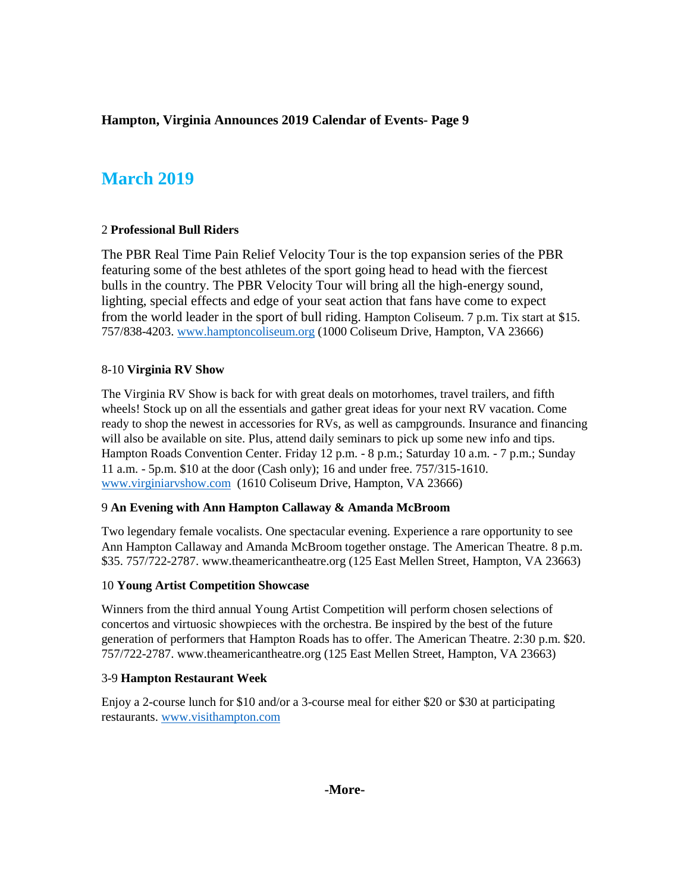**Hampton, Virginia Announces 2019 Calendar of Events- Page 9**

## March 2019

2 **Professional Bull Riders**

The PBR Real Time Pain Relief Velocity Tour is the top expansion series of the PBR featuring some of the best athletes of the sport going head to head with the fiercest bulls in the country. The PBR Velocity Tour will bring all the high-energy sound, lighting, special effects and edge of your seat action that fans have come to expect from the world leader in the sport of bull riding. Hampton Coliseum. 7 p.m. Tix start at $15. 757/838-4203. www.hamptoncoliseum.org (1000 Coliseum Drive, Hampton, VA 23666)

8-10 **Virginia RV Show**

The Virginia RV Show is back for with great deals on motorhomes, travel trailers, and fifth wheels! Stock up on all the essentials and gather great ideas for your next RV vacation. Come ready to shop the newest in accessories for RVs, as well as campgrounds. Insurance and financing will also be available on site. Plus, attend daily seminars to pick up some new info and tips. Hampton Roads Convention Center. Friday 12 p.m. - 8 p.m.; Saturday 10 a.m. - 7 p.m.; Sunday 11 a.m. - 5p.m. $10 at the door (Cash only); 16 and under free. 757/315-1610. www.virginiarvshow.com (1610 Coliseum Drive, Hampton, VA 23666)

9 **An Evening with Ann Hampton Callaway & Amanda McBroom**

Two legendary female vocalists. One spectacular evening. Experience a rare opportunity to see Ann Hampton Callaway and Amanda McBroom together onstage. The American Theatre. 8 p.m. $35. 757/722-2787. www.theamericantheatre.org (125 East Mellen Street, Hampton, VA 23663)

10 **Young Artist Competition Showcase**

Winners from the third annual Young Artist Competition will perform chosen selections of concertos and virtuosic showpieces with the orchestra. Be inspired by the best of the future generation of performers that Hampton Roads has to offer. The American Theatre. 2:30 p.m. $20. 757/722-2787. www.theamericantheatre.org (125 East Mellen Street, Hampton, VA 23663)

3-9 **Hampton Restaurant Week**

Enjoy a 2-course lunch for $10 and/or a 3-course meal for either $20 or $30 at participating restaurants. www.visithampton.com

**-More-**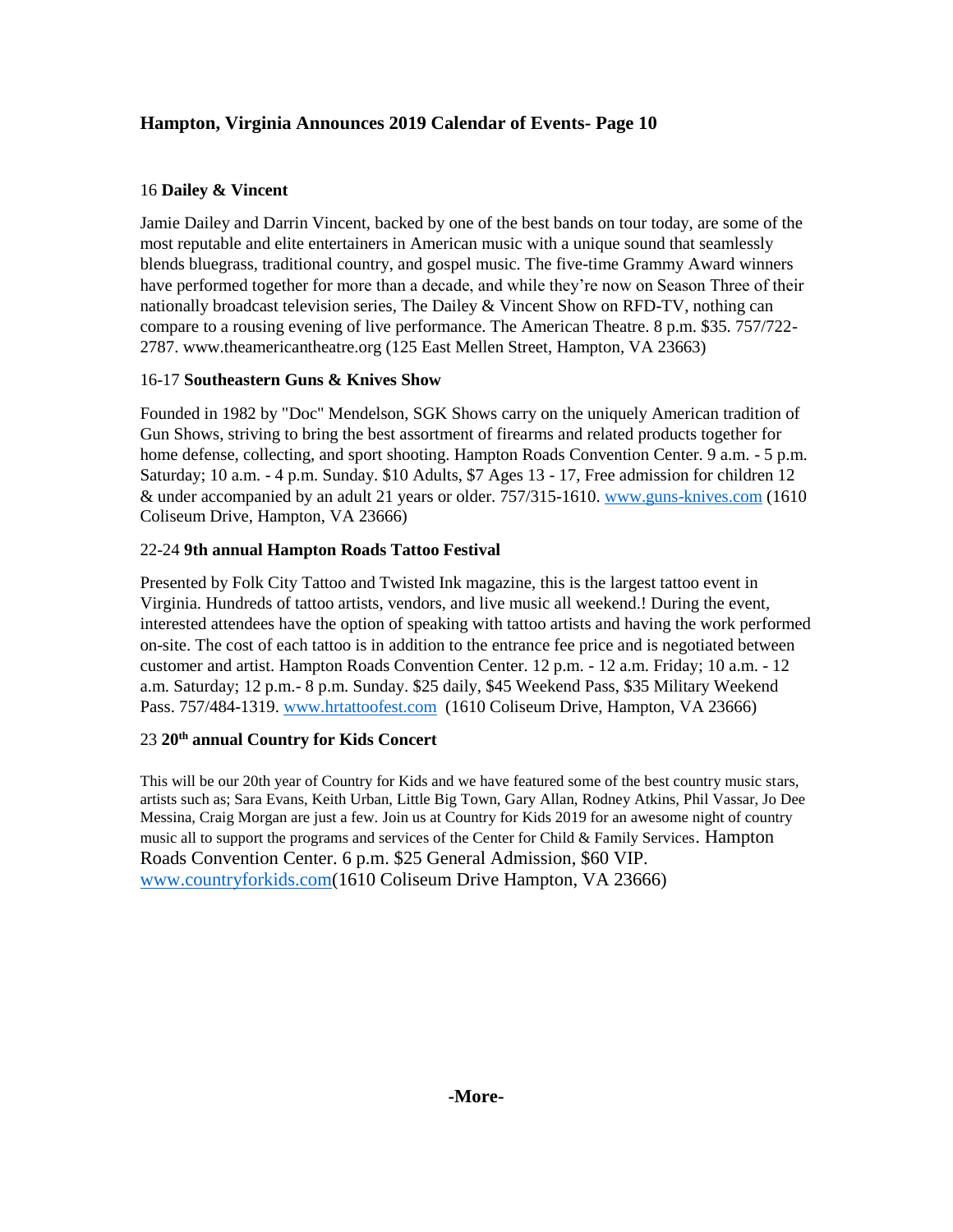## Hampton, Virginia Announces 2019 Calendar of Events- Page 10

16 **Dailey & Vincent**

Jamie Dailey and Darrin Vincent, backed by one of the best bands on tour today, are some of the most reputable and elite entertainers in American music with a unique sound that seamlessly blends bluegrass, traditional country, and gospel music. The five-time Grammy Award winners have performed together for more than a decade, and while they're now on Season Three of their nationally broadcast television series, The Dailey & Vincent Show on RFD-TV, nothing can compare to a rousing evening of live performance. The American Theatre. 8 p.m. $35. 757/722-2787. www.theamericantheatre.org (125 East Mellen Street, Hampton, VA 23663)

16-17 **Southeastern Guns & Knives Show**

Founded in 1982 by "Doc" Mendelson, SGK Shows carry on the uniquely American tradition of Gun Shows, striving to bring the best assortment of firearms and related products together for home defense, collecting, and sport shooting. Hampton Roads Convention Center. 9 a.m. - 5 p.m. Saturday; 10 a.m. - 4 p.m. Sunday. $10 Adults, $7 Ages 13 - 17, Free admission for children 12 & under accompanied by an adult 21 years or older. 757/315-1610. www.guns-knives.com (1610 Coliseum Drive, Hampton, VA 23666)

22-24 **9th annual Hampton Roads Tattoo Festival**

Presented by Folk City Tattoo and Twisted Ink magazine, this is the largest tattoo event in Virginia. Hundreds of tattoo artists, vendors, and live music all weekend.! During the event, interested attendees have the option of speaking with tattoo artists and having the work performed on-site. The cost of each tattoo is in addition to the entrance fee price and is negotiated between customer and artist. Hampton Roads Convention Center. 12 p.m. - 12 a.m. Friday; 10 a.m. - 12 a.m. Saturday; 12 p.m.- 8 p.m. Sunday. $25 daily, $45 Weekend Pass, $35 Military Weekend Pass. 757/484-1319. www.hrtattoofest.com (1610 Coliseum Drive, Hampton, VA 23666)

23 **20th annual Country for Kids Concert**

This will be our 20th year of Country for Kids and we have featured some of the best country music stars, artists such as; Sara Evans, Keith Urban, Little Big Town, Gary Allan, Rodney Atkins, Phil Vassar, Jo Dee Messina, Craig Morgan are just a few. Join us at Country for Kids 2019 for an awesome night of country music all to support the programs and services of the Center for Child & Family Services. Hampton Roads Convention Center. 6 p.m. $25 General Admission, $60 VIP. www.countryforkids.com(1610 Coliseum Drive Hampton, VA 23666)

**-More-**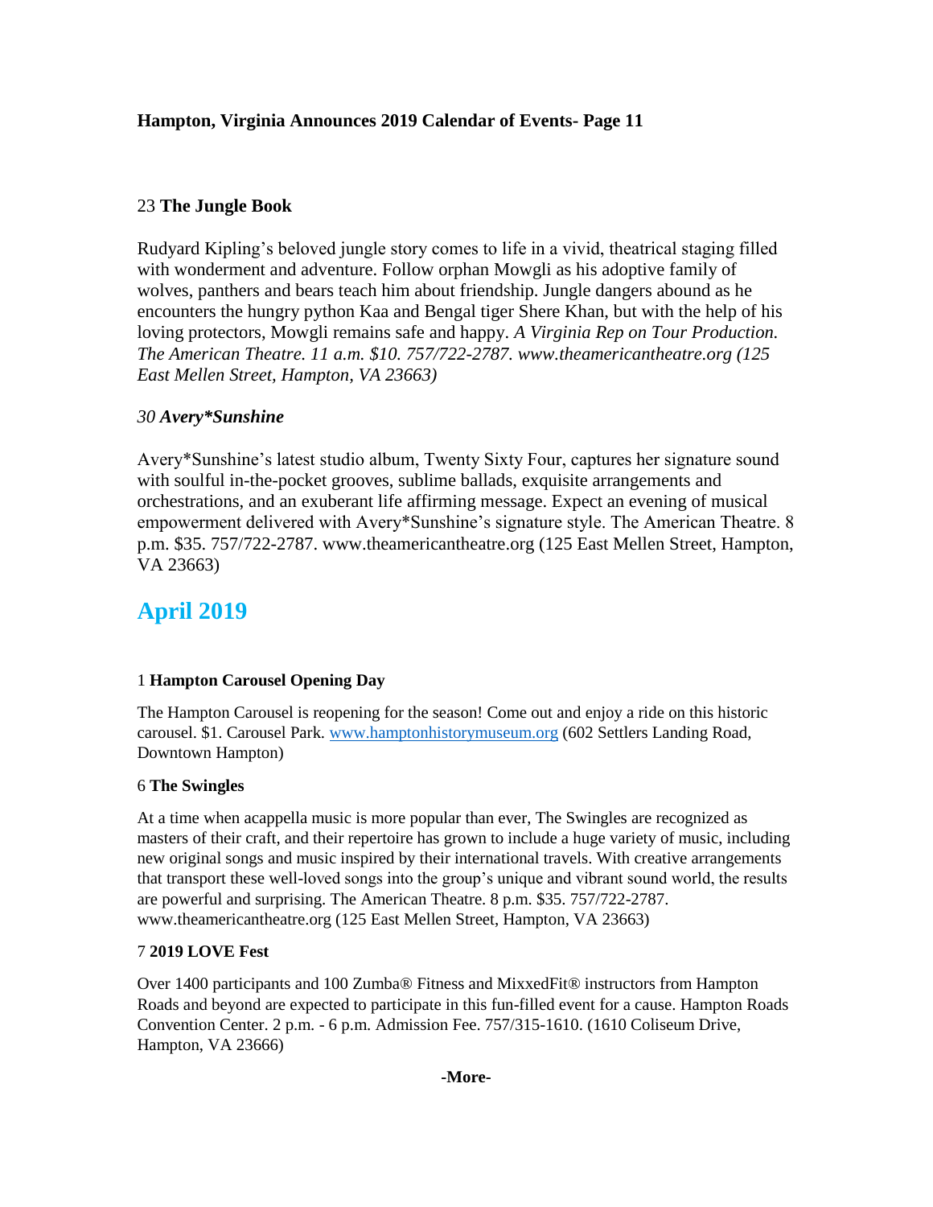**Hampton, Virginia Announces 2019 Calendar of Events- Page 11**

23 **The Jungle Book**

Rudyard Kipling's beloved jungle story comes to life in a vivid, theatrical staging filled with wonderment and adventure. Follow orphan Mowgli as his adoptive family of wolves, panthers and bears teach him about friendship. Jungle dangers abound as he encounters the hungry python Kaa and Bengal tiger Shere Khan, but with the help of his loving protectors, Mowgli remains safe and happy. *A Virginia Rep on Tour Production. The American Theatre. 11 a.m. $10. 757/722-2787. www.theamericantheatre.org (125 East Mellen Street, Hampton, VA 23663)*

*30* ***Avery*Sunshine***

Avery*Sunshine's latest studio album, Twenty Sixty Four, captures her signature sound with soulful in-the-pocket grooves, sublime ballads, exquisite arrangements and orchestrations, and an exuberant life affirming message. Expect an evening of musical empowerment delivered with Avery*Sunshine's signature style. The American Theatre. 8 p.m. $35. 757/722-2787. www.theamericantheatre.org (125 East Mellen Street, Hampton, VA 23663)

## April 2019

1 **Hampton Carousel Opening Day**

The Hampton Carousel is reopening for the season! Come out and enjoy a ride on this historic carousel. $1. Carousel Park. [www.hamptonhistorymuseum.org](http://www.hamptonhistorymuseum.org) (602 Settlers Landing Road, Downtown Hampton)

6 **The Swingles**

At a time when acappella music is more popular than ever, The Swingles are recognized as masters of their craft, and their repertoire has grown to include a huge variety of music, including new original songs and music inspired by their international travels. With creative arrangements that transport these well-loved songs into the group's unique and vibrant sound world, the results are powerful and surprising. The American Theatre. 8 p.m. $35. 757/722-2787. www.theamericantheatre.org (125 East Mellen Street, Hampton, VA 23663)

7 **2019 LOVE Fest**

Over 1400 participants and 100 Zumba® Fitness and MixxedFit® instructors from Hampton Roads and beyond are expected to participate in this fun-filled event for a cause. Hampton Roads Convention Center. 2 p.m. - 6 p.m. Admission Fee. 757/315-1610. (1610 Coliseum Drive, Hampton, VA 23666)

**-More-**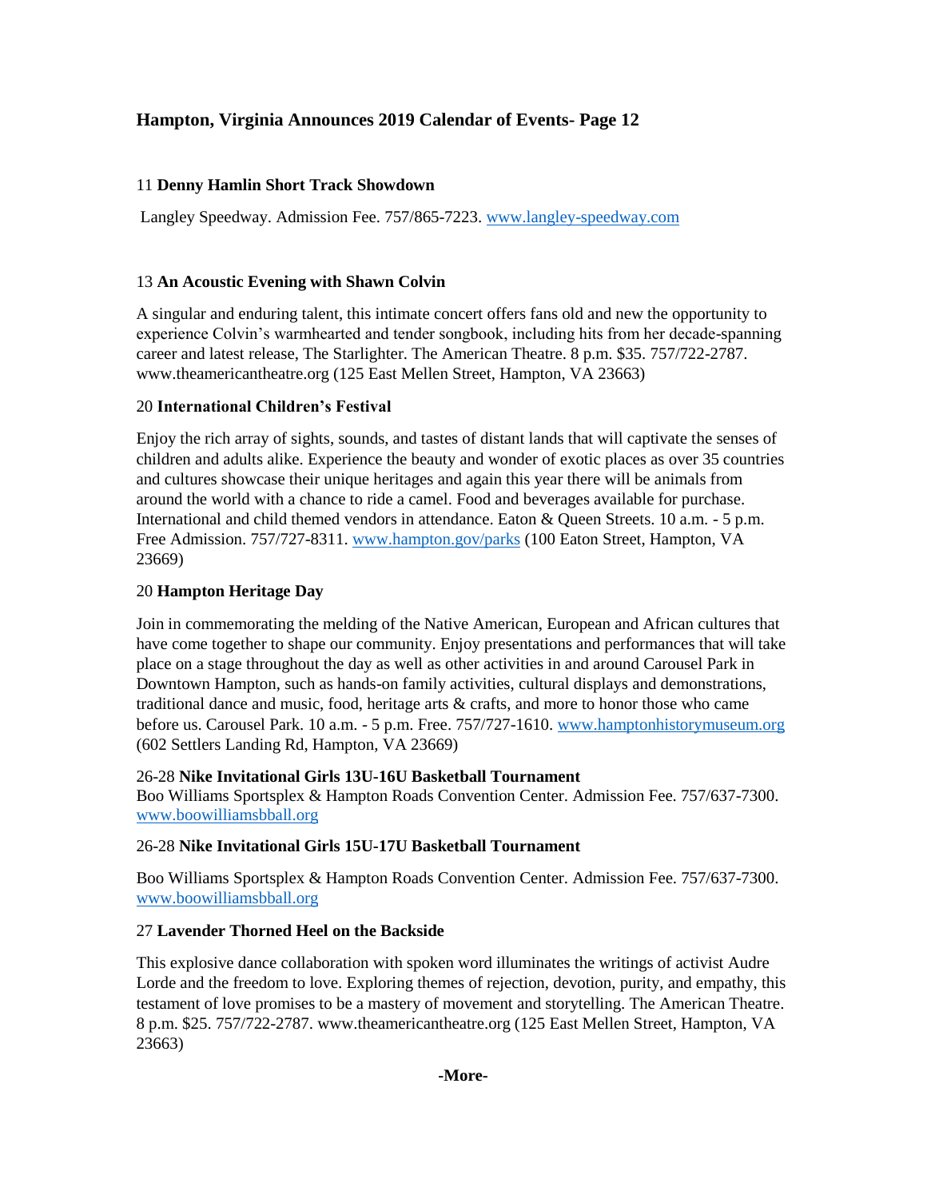## Hampton, Virginia Announces 2019 Calendar of Events- Page 12

11 **Denny Hamlin Short Track Showdown**

Langley Speedway. Admission Fee. 757/865-7223. www.langley-speedway.com

13 **An Acoustic Evening with Shawn Colvin**

A singular and enduring talent, this intimate concert offers fans old and new the opportunity to experience Colvin's warmhearted and tender songbook, including hits from her decade-spanning career and latest release, The Starlighter. The American Theatre. 8 p.m. $35. 757/722-2787. www.theamericantheatre.org (125 East Mellen Street, Hampton, VA 23663)

20 **International Children's Festival**

Enjoy the rich array of sights, sounds, and tastes of distant lands that will captivate the senses of children and adults alike. Experience the beauty and wonder of exotic places as over 35 countries and cultures showcase their unique heritages and again this year there will be animals from around the world with a chance to ride a camel. Food and beverages available for purchase. International and child themed vendors in attendance. Eaton & Queen Streets. 10 a.m. - 5 p.m. Free Admission. 757/727-8311. www.hampton.gov/parks (100 Eaton Street, Hampton, VA 23669)

20 **Hampton Heritage Day**

Join in commemorating the melding of the Native American, European and African cultures that have come together to shape our community. Enjoy presentations and performances that will take place on a stage throughout the day as well as other activities in and around Carousel Park in Downtown Hampton, such as hands-on family activities, cultural displays and demonstrations, traditional dance and music, food, heritage arts & crafts, and more to honor those who came before us. Carousel Park. 10 a.m. - 5 p.m. Free. 757/727-1610. www.hamptonhistorymuseum.org (602 Settlers Landing Rd, Hampton, VA 23669)

26-28 **Nike Invitational Girls 13U-16U Basketball Tournament**
Boo Williams Sportsplex & Hampton Roads Convention Center. Admission Fee. 757/637-7300. www.boowilliamsbball.org

26-28 **Nike Invitational Girls 15U-17U Basketball Tournament**

Boo Williams Sportsplex & Hampton Roads Convention Center. Admission Fee. 757/637-7300. www.boowilliamsbball.org

27 **Lavender Thorned Heel on the Backside**

This explosive dance collaboration with spoken word illuminates the writings of activist Audre Lorde and the freedom to love. Exploring themes of rejection, devotion, purity, and empathy, this testament of love promises to be a mastery of movement and storytelling. The American Theatre. 8 p.m. $25. 757/722-2787. www.theamericantheatre.org (125 East Mellen Street, Hampton, VA 23663)

**-More-**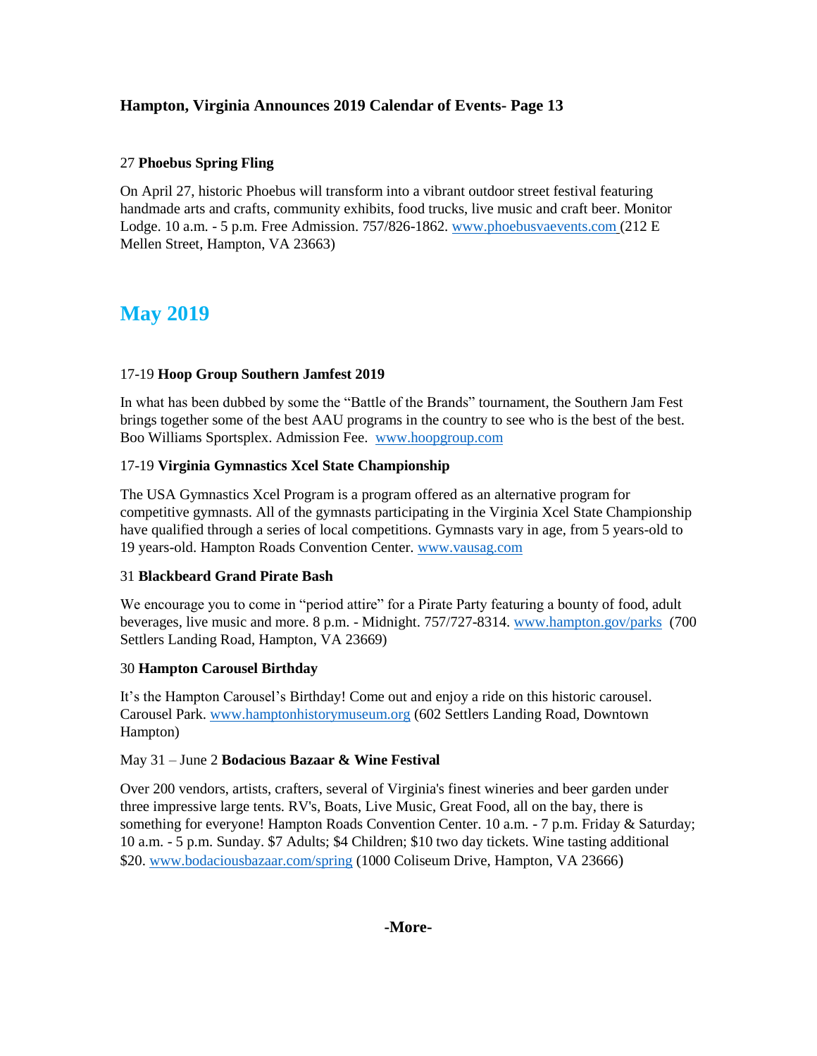27 **Phoebus Spring Fling**

On April 27, historic Phoebus will transform into a vibrant outdoor street festival featuring handmade arts and crafts, community exhibits, food trucks, live music and craft beer. Monitor Lodge. 10 a.m. - 5 p.m. Free Admission. 757/826-1862. www.phoebusvaevents.com (212 E Mellen Street, Hampton, VA 23663)

## May 2019

17-19 **Hoop Group Southern Jamfest 2019**

In what has been dubbed by some the "Battle of the Brands" tournament, the Southern Jam Fest brings together some of the best AAU programs in the country to see who is the best of the best. Boo Williams Sportsplex. Admission Fee. www.hoopgroup.com

17-19 **Virginia Gymnastics Xcel State Championship**

The USA Gymnastics Xcel Program is a program offered as an alternative program for competitive gymnasts. All of the gymnasts participating in the Virginia Xcel State Championship have qualified through a series of local competitions. Gymnasts vary in age, from 5 years-old to 19 years-old. Hampton Roads Convention Center. www.vausag.com

31 **Blackbeard Grand Pirate Bash**

We encourage you to come in "period attire" for a Pirate Party featuring a bounty of food, adult beverages, live music and more. 8 p.m. - Midnight. 757/727-8314. www.hampton.gov/parks (700 Settlers Landing Road, Hampton, VA 23669)

30 **Hampton Carousel Birthday**

It's the Hampton Carousel's Birthday! Come out and enjoy a ride on this historic carousel. Carousel Park. www.hamptonhistorymuseum.org (602 Settlers Landing Road, Downtown Hampton)

May 31 – June 2 **Bodacious Bazaar & Wine Festival**

Over 200 vendors, artists, crafters, several of Virginia's finest wineries and beer garden under three impressive large tents. RV's, Boats, Live Music, Great Food, all on the bay, there is something for everyone! Hampton Roads Convention Center. 10 a.m. - 7 p.m. Friday & Saturday; 10 a.m. - 5 p.m. Sunday. $7 Adults; $4 Children; $10 two day tickets. Wine tasting additional $20. www.bodaciousbazaar.com/spring (1000 Coliseum Drive, Hampton, VA 23666)

**-More-**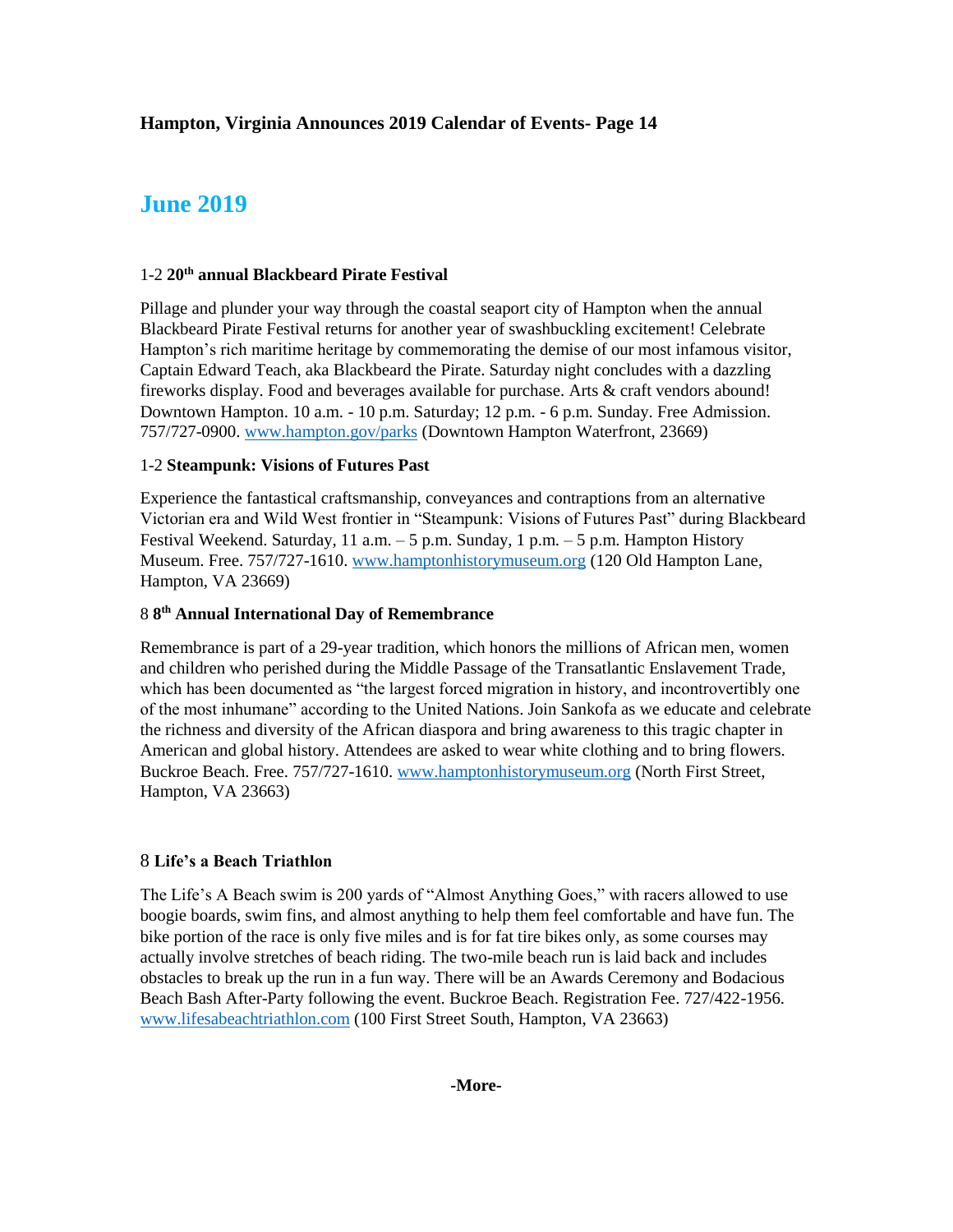## June 2019

1-2 **20th annual Blackbeard Pirate Festival**

Pillage and plunder your way through the coastal seaport city of Hampton when the annual Blackbeard Pirate Festival returns for another year of swashbuckling excitement! Celebrate Hampton's rich maritime heritage by commemorating the demise of our most infamous visitor, Captain Edward Teach, aka Blackbeard the Pirate. Saturday night concludes with a dazzling fireworks display. Food and beverages available for purchase. Arts & craft vendors abound! Downtown Hampton. 10 a.m. - 10 p.m. Saturday; 12 p.m. - 6 p.m. Sunday. Free Admission. 757/727-0900. www.hampton.gov/parks (Downtown Hampton Waterfront, 23669)

1-2 **Steampunk: Visions of Futures Past**

Experience the fantastical craftsmanship, conveyances and contraptions from an alternative Victorian era and Wild West frontier in "Steampunk: Visions of Futures Past" during Blackbeard Festival Weekend. Saturday, 11 a.m. – 5 p.m. Sunday, 1 p.m. – 5 p.m. Hampton History Museum. Free. 757/727-1610. www.hamptonhistorymuseum.org (120 Old Hampton Lane, Hampton, VA 23669)

8 **8th Annual International Day of Remembrance**

Remembrance is part of a 29-year tradition, which honors the millions of African men, women and children who perished during the Middle Passage of the Transatlantic Enslavement Trade, which has been documented as "the largest forced migration in history, and incontrovertibly one of the most inhumane" according to the United Nations. Join Sankofa as we educate and celebrate the richness and diversity of the African diaspora and bring awareness to this tragic chapter in American and global history. Attendees are asked to wear white clothing and to bring flowers. Buckroe Beach. Free. 757/727-1610. www.hamptonhistorymuseum.org (North First Street, Hampton, VA 23663)

8 **Life's a Beach Triathlon**

The Life's A Beach swim is 200 yards of "Almost Anything Goes," with racers allowed to use boogie boards, swim fins, and almost anything to help them feel comfortable and have fun. The bike portion of the race is only five miles and is for fat tire bikes only, as some courses may actually involve stretches of beach riding. The two-mile beach run is laid back and includes obstacles to break up the run in a fun way. There will be an Awards Ceremony and Bodacious Beach Bash After-Party following the event. Buckroe Beach. Registration Fee. 727/422-1956. www.lifesabeachtriathlon.com (100 First Street South, Hampton, VA 23663)

**-More-**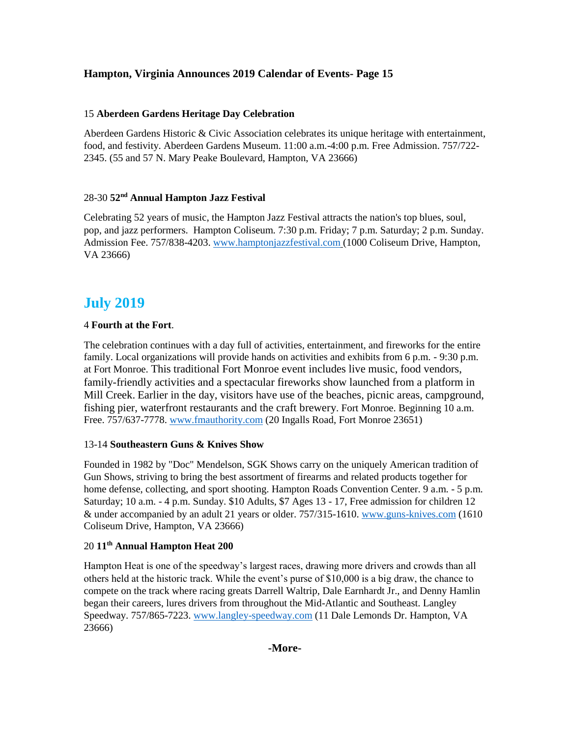**Hampton, Virginia Announces 2019 Calendar of Events- Page 15**

15 **Aberdeen Gardens Heritage Day Celebration**

Aberdeen Gardens Historic & Civic Association celebrates its unique heritage with entertainment, food, and festivity. Aberdeen Gardens Museum. 11:00 a.m.-4:00 p.m. Free Admission. 757/722-2345. (55 and 57 N. Mary Peake Boulevard, Hampton, VA 23666)

28-30 **52nd Annual Hampton Jazz Festival**

Celebrating 52 years of music, the Hampton Jazz Festival attracts the nation's top blues, soul, pop, and jazz performers. Hampton Coliseum. 7:30 p.m. Friday; 7 p.m. Saturday; 2 p.m. Sunday. Admission Fee. 757/838-4203. www.hamptonjazzfestival.com (1000 Coliseum Drive, Hampton, VA 23666)

## July 2019

4 **Fourth at the Fort**.

The celebration continues with a day full of activities, entertainment, and fireworks for the entire family. Local organizations will provide hands on activities and exhibits from 6 p.m. - 9:30 p.m. at Fort Monroe. This traditional Fort Monroe event includes live music, food vendors, family-friendly activities and a spectacular fireworks show launched from a platform in Mill Creek. Earlier in the day, visitors have use of the beaches, picnic areas, campground, fishing pier, waterfront restaurants and the craft brewery. Fort Monroe. Beginning 10 a.m. Free. 757/637-7778. www.fmauthority.com (20 Ingalls Road, Fort Monroe 23651)

13-14 **Southeastern Guns & Knives Show**

Founded in 1982 by "Doc" Mendelson, SGK Shows carry on the uniquely American tradition of Gun Shows, striving to bring the best assortment of firearms and related products together for home defense, collecting, and sport shooting. Hampton Roads Convention Center. 9 a.m. - 5 p.m. Saturday; 10 a.m. - 4 p.m. Sunday. $10 Adults, $7 Ages 13 - 17, Free admission for children 12 & under accompanied by an adult 21 years or older. 757/315-1610. www.guns-knives.com (1610 Coliseum Drive, Hampton, VA 23666)

20 **11th Annual Hampton Heat 200**

Hampton Heat is one of the speedway's largest races, drawing more drivers and crowds than all others held at the historic track. While the event's purse of $10,000 is a big draw, the chance to compete on the track where racing greats Darrell Waltrip, Dale Earnhardt Jr., and Denny Hamlin began their careers, lures drivers from throughout the Mid-Atlantic and Southeast. Langley Speedway. 757/865-7223. www.langley-speedway.com (11 Dale Lemonds Dr. Hampton, VA 23666)

**-More-**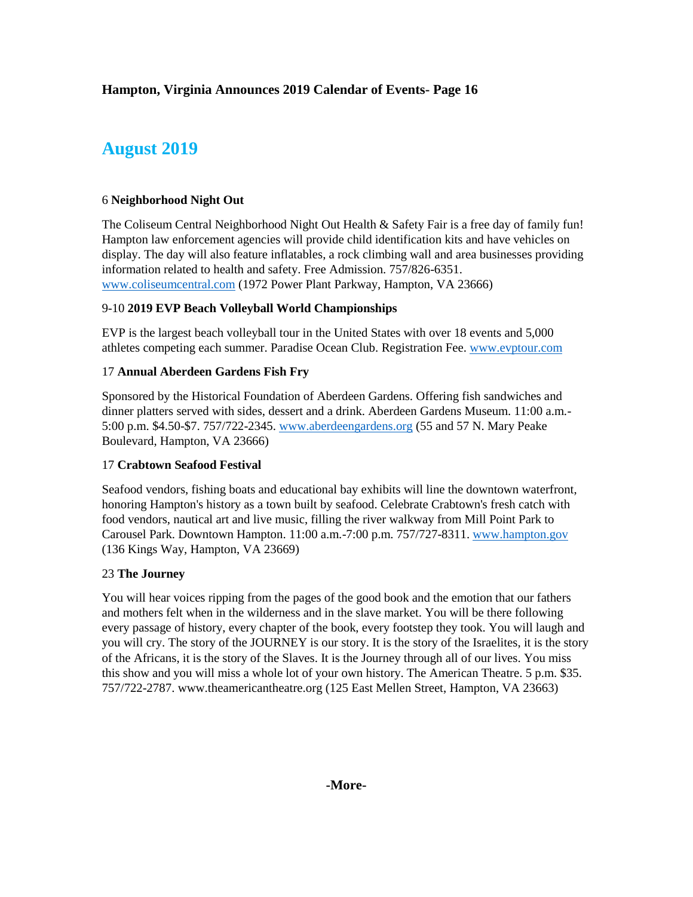**Hampton, Virginia Announces 2019 Calendar of Events- Page 16**

## August 2019

6 **Neighborhood Night Out**

The Coliseum Central Neighborhood Night Out Health & Safety Fair is a free day of family fun! Hampton law enforcement agencies will provide child identification kits and have vehicles on display. The day will also feature inflatables, a rock climbing wall and area businesses providing information related to health and safety. Free Admission. 757/826-6351. www.coliseumcentral.com (1972 Power Plant Parkway, Hampton, VA 23666)

9-10 **2019 EVP Beach Volleyball World Championships**

EVP is the largest beach volleyball tour in the United States with over 18 events and 5,000 athletes competing each summer. Paradise Ocean Club. Registration Fee. www.evptour.com

17 **Annual Aberdeen Gardens Fish Fry**

Sponsored by the Historical Foundation of Aberdeen Gardens. Offering fish sandwiches and dinner platters served with sides, dessert and a drink. Aberdeen Gardens Museum. 11:00 a.m.-5:00 p.m. $4.50-$7. 757/722-2345. www.aberdeengardens.org (55 and 57 N. Mary Peake Boulevard, Hampton, VA 23666)

17 **Crabtown Seafood Festival**

Seafood vendors, fishing boats and educational bay exhibits will line the downtown waterfront, honoring Hampton's history as a town built by seafood. Celebrate Crabtown's fresh catch with food vendors, nautical art and live music, filling the river walkway from Mill Point Park to Carousel Park. Downtown Hampton. 11:00 a.m.-7:00 p.m. 757/727-8311. www.hampton.gov (136 Kings Way, Hampton, VA 23669)

23 **The Journey**

You will hear voices ripping from the pages of the good book and the emotion that our fathers and mothers felt when in the wilderness and in the slave market. You will be there following every passage of history, every chapter of the book, every footstep they took. You will laugh and you will cry. The story of the JOURNEY is our story. It is the story of the Israelites, it is the story of the Africans, it is the story of the Slaves. It is the Journey through all of our lives. You miss this show and you will miss a whole lot of your own history. The American Theatre. 5 p.m. $35. 757/722-2787. www.theamericantheatre.org (125 East Mellen Street, Hampton, VA 23663)

**-More-**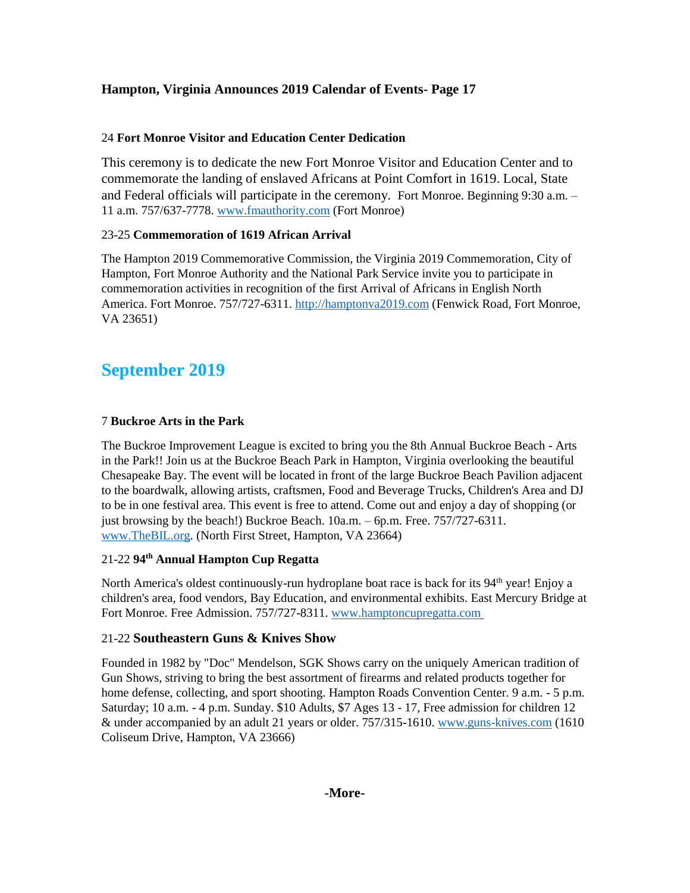**Hampton, Virginia Announces 2019 Calendar of Events- Page 17**

24 **Fort Monroe Visitor and Education Center Dedication**

This ceremony is to dedicate the new Fort Monroe Visitor and Education Center and to commemorate the landing of enslaved Africans at Point Comfort in 1619. Local, State and Federal officials will participate in the ceremony. Fort Monroe. Beginning 9:30 a.m. – 11 a.m. 757/637-7778. www.fmauthority.com (Fort Monroe)

23-25 **Commemoration of 1619 African Arrival**

The Hampton 2019 Commemorative Commission, the Virginia 2019 Commemoration, City of Hampton, Fort Monroe Authority and the National Park Service invite you to participate in commemoration activities in recognition of the first Arrival of Africans in English North America. Fort Monroe. 757/727-6311. http://hamptonva2019.com (Fenwick Road, Fort Monroe, VA 23651)

## September 2019

7 **Buckroe Arts in the Park**

The Buckroe Improvement League is excited to bring you the 8th Annual Buckroe Beach - Arts in the Park!! Join us at the Buckroe Beach Park in Hampton, Virginia overlooking the beautiful Chesapeake Bay. The event will be located in front of the large Buckroe Beach Pavilion adjacent to the boardwalk, allowing artists, craftsmen, Food and Beverage Trucks, Children's Area and DJ to be in one festival area. This event is free to attend. Come out and enjoy a day of shopping (or just browsing by the beach!) Buckroe Beach. 10a.m. – 6p.m. Free. 757/727-6311. www.TheBIL.org. (North First Street, Hampton, VA 23664)

21-22 **94th Annual Hampton Cup Regatta**

North America's oldest continuously-run hydroplane boat race is back for its 94th year! Enjoy a children's area, food vendors, Bay Education, and environmental exhibits. East Mercury Bridge at Fort Monroe. Free Admission. 757/727-8311. www.hamptoncupregatta.com

21-22 **Southeastern Guns & Knives Show**

Founded in 1982 by "Doc" Mendelson, SGK Shows carry on the uniquely American tradition of Gun Shows, striving to bring the best assortment of firearms and related products together for home defense, collecting, and sport shooting. Hampton Roads Convention Center. 9 a.m. - 5 p.m. Saturday; 10 a.m. - 4 p.m. Sunday. $10 Adults, $7 Ages 13 - 17, Free admission for children 12 & under accompanied by an adult 21 years or older. 757/315-1610. www.guns-knives.com (1610 Coliseum Drive, Hampton, VA 23666)

**-More-**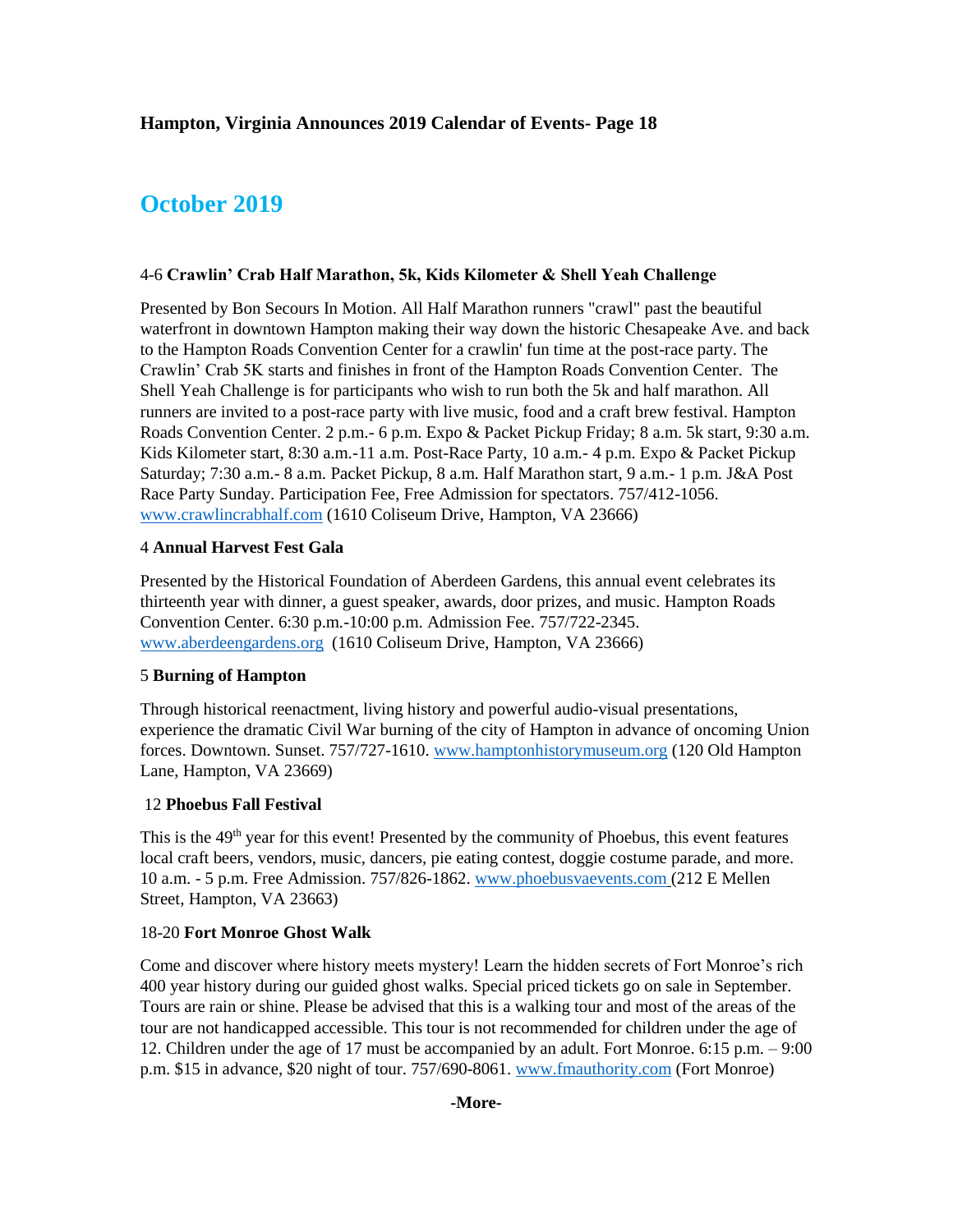**Hampton, Virginia Announces 2019 Calendar of Events- Page 18**

## October 2019

4-6 **Crawlin' Crab Half Marathon, 5k, Kids Kilometer & Shell Yeah Challenge**

Presented by Bon Secours In Motion. All Half Marathon runners "crawl" past the beautiful waterfront in downtown Hampton making their way down the historic Chesapeake Ave. and back to the Hampton Roads Convention Center for a crawlin' fun time at the post-race party. The Crawlin' Crab 5K starts and finishes in front of the Hampton Roads Convention Center. The Shell Yeah Challenge is for participants who wish to run both the 5k and half marathon. All runners are invited to a post-race party with live music, food and a craft brew festival. Hampton Roads Convention Center. 2 p.m.- 6 p.m. Expo & Packet Pickup Friday; 8 a.m. 5k start, 9:30 a.m. Kids Kilometer start, 8:30 a.m.-11 a.m. Post-Race Party, 10 a.m.- 4 p.m. Expo & Packet Pickup Saturday; 7:30 a.m.- 8 a.m. Packet Pickup, 8 a.m. Half Marathon start, 9 a.m.- 1 p.m. J&A Post Race Party Sunday. Participation Fee, Free Admission for spectators. 757/412-1056. www.crawlincrabhalf.com (1610 Coliseum Drive, Hampton, VA 23666)

4 **Annual Harvest Fest Gala**

Presented by the Historical Foundation of Aberdeen Gardens, this annual event celebrates its thirteenth year with dinner, a guest speaker, awards, door prizes, and music. Hampton Roads Convention Center. 6:30 p.m.-10:00 p.m. Admission Fee. 757/722-2345. www.aberdeengardens.org (1610 Coliseum Drive, Hampton, VA 23666)

5 **Burning of Hampton**

Through historical reenactment, living history and powerful audio-visual presentations, experience the dramatic Civil War burning of the city of Hampton in advance of oncoming Union forces. Downtown. Sunset. 757/727-1610. www.hamptonhistorymuseum.org (120 Old Hampton Lane, Hampton, VA 23669)

12 **Phoebus Fall Festival**

This is the 49th year for this event! Presented by the community of Phoebus, this event features local craft beers, vendors, music, dancers, pie eating contest, doggie costume parade, and more. 10 a.m. - 5 p.m. Free Admission. 757/826-1862. www.phoebusvaevents.com (212 E Mellen Street, Hampton, VA 23663)

18-20 **Fort Monroe Ghost Walk**

Come and discover where history meets mystery! Learn the hidden secrets of Fort Monroe's rich 400 year history during our guided ghost walks. Special priced tickets go on sale in September. Tours are rain or shine. Please be advised that this is a walking tour and most of the areas of the tour are not handicapped accessible. This tour is not recommended for children under the age of 12. Children under the age of 17 must be accompanied by an adult. Fort Monroe. 6:15 p.m. – 9:00 p.m. $15 in advance, $20 night of tour. 757/690-8061. www.fmauthority.com (Fort Monroe)

**-More-**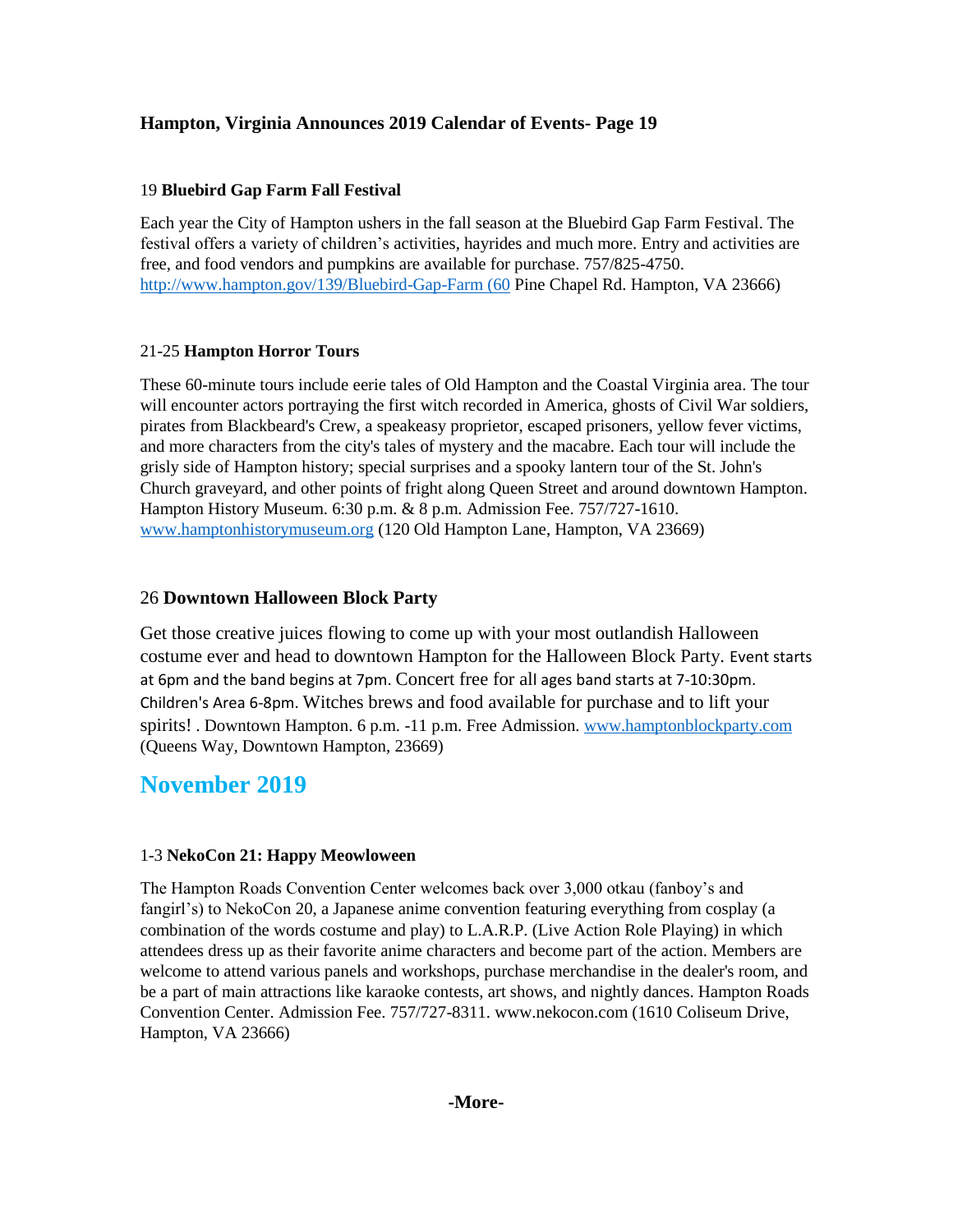**Hampton, Virginia Announces 2019 Calendar of Events- Page 19**

19 **Bluebird Gap Farm Fall Festival**

Each year the City of Hampton ushers in the fall season at the Bluebird Gap Farm Festival. The festival offers a variety of children's activities, hayrides and much more. Entry and activities are free, and food vendors and pumpkins are available for purchase. 757/825-4750. http://www.hampton.gov/139/Bluebird-Gap-Farm (60 Pine Chapel Rd. Hampton, VA 23666)

21-25 **Hampton Horror Tours**

These 60-minute tours include eerie tales of Old Hampton and the Coastal Virginia area. The tour will encounter actors portraying the first witch recorded in America, ghosts of Civil War soldiers, pirates from Blackbeard's Crew, a speakeasy proprietor, escaped prisoners, yellow fever victims, and more characters from the city's tales of mystery and the macabre. Each tour will include the grisly side of Hampton history; special surprises and a spooky lantern tour of the St. John's Church graveyard, and other points of fright along Queen Street and around downtown Hampton. Hampton History Museum. 6:30 p.m. & 8 p.m. Admission Fee. 757/727-1610. www.hamptonhistorymuseum.org (120 Old Hampton Lane, Hampton, VA 23669)

26 **Downtown Halloween Block Party**

Get those creative juices flowing to come up with your most outlandish Halloween costume ever and head to downtown Hampton for the Halloween Block Party. Event starts at 6pm and the band begins at 7pm. Concert free for all ages band starts at 7-10:30pm. Children's Area 6-8pm. Witches brews and food available for purchase and to lift your spirits! . Downtown Hampton. 6 p.m. -11 p.m. Free Admission. www.hamptonblockparty.com (Queens Way, Downtown Hampton, 23669)

## November 2019

1-3 **NekoCon 21: Happy Meowloween**

The Hampton Roads Convention Center welcomes back over 3,000 otkau (fanboy's and fangirl's) to NekoCon 20, a Japanese anime convention featuring everything from cosplay (a combination of the words costume and play) to L.A.R.P. (Live Action Role Playing) in which attendees dress up as their favorite anime characters and become part of the action. Members are welcome to attend various panels and workshops, purchase merchandise in the dealer's room, and be a part of main attractions like karaoke contests, art shows, and nightly dances. Hampton Roads Convention Center. Admission Fee. 757/727-8311. www.nekocon.com (1610 Coliseum Drive, Hampton, VA 23666)

**-More-**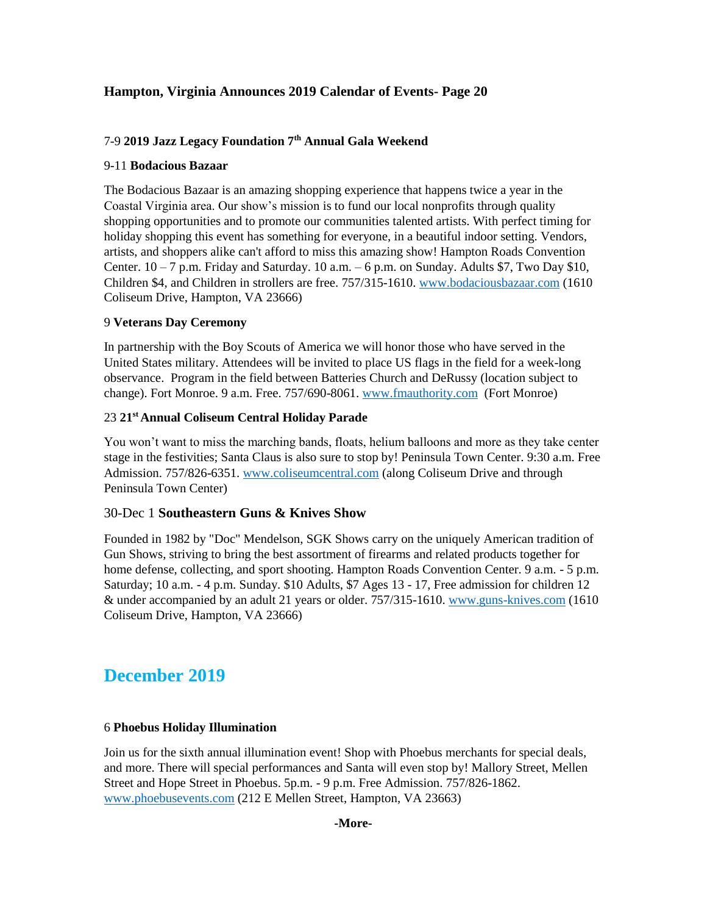# Hampton, Virginia Announces 2019 Calendar of Events- Page 20

7-9 **2019 Jazz Legacy Foundation 7th Annual Gala Weekend**

9-11 **Bodacious Bazaar**

The Bodacious Bazaar is an amazing shopping experience that happens twice a year in the Coastal Virginia area. Our show's mission is to fund our local nonprofits through quality shopping opportunities and to promote our communities talented artists. With perfect timing for holiday shopping this event has something for everyone, in a beautiful indoor setting. Vendors, artists, and shoppers alike can't afford to miss this amazing show! Hampton Roads Convention Center. 10 – 7 p.m. Friday and Saturday. 10 a.m. – 6 p.m. on Sunday. Adults $7, Two Day $10, Children $4, and Children in strollers are free. 757/315-1610. www.bodaciousbazaar.com (1610 Coliseum Drive, Hampton, VA 23666)

9 **Veterans Day Ceremony**

In partnership with the Boy Scouts of America we will honor those who have served in the United States military. Attendees will be invited to place US flags in the field for a week-long observance. Program in the field between Batteries Church and DeRussy (location subject to change). Fort Monroe. 9 a.m. Free. 757/690-8061. www.fmauthority.com (Fort Monroe)

23 **21st Annual Coliseum Central Holiday Parade**

You won't want to miss the marching bands, floats, helium balloons and more as they take center stage in the festivities; Santa Claus is also sure to stop by! Peninsula Town Center. 9:30 a.m. Free Admission. 757/826-6351. www.coliseumcentral.com (along Coliseum Drive and through Peninsula Town Center)

30-Dec 1 **Southeastern Guns & Knives Show**

Founded in 1982 by "Doc" Mendelson, SGK Shows carry on the uniquely American tradition of Gun Shows, striving to bring the best assortment of firearms and related products together for home defense, collecting, and sport shooting. Hampton Roads Convention Center. 9 a.m. - 5 p.m. Saturday; 10 a.m. - 4 p.m. Sunday. $10 Adults, $7 Ages 13 - 17, Free admission for children 12 & under accompanied by an adult 21 years or older. 757/315-1610. www.guns-knives.com (1610 Coliseum Drive, Hampton, VA 23666)

## December 2019

6 **Phoebus Holiday Illumination**

Join us for the sixth annual illumination event! Shop with Phoebus merchants for special deals, and more. There will special performances and Santa will even stop by! Mallory Street, Mellen Street and Hope Street in Phoebus. 5p.m. - 9 p.m. Free Admission. 757/826-1862. www.phoebusevents.com (212 E Mellen Street, Hampton, VA 23663)

**-More-**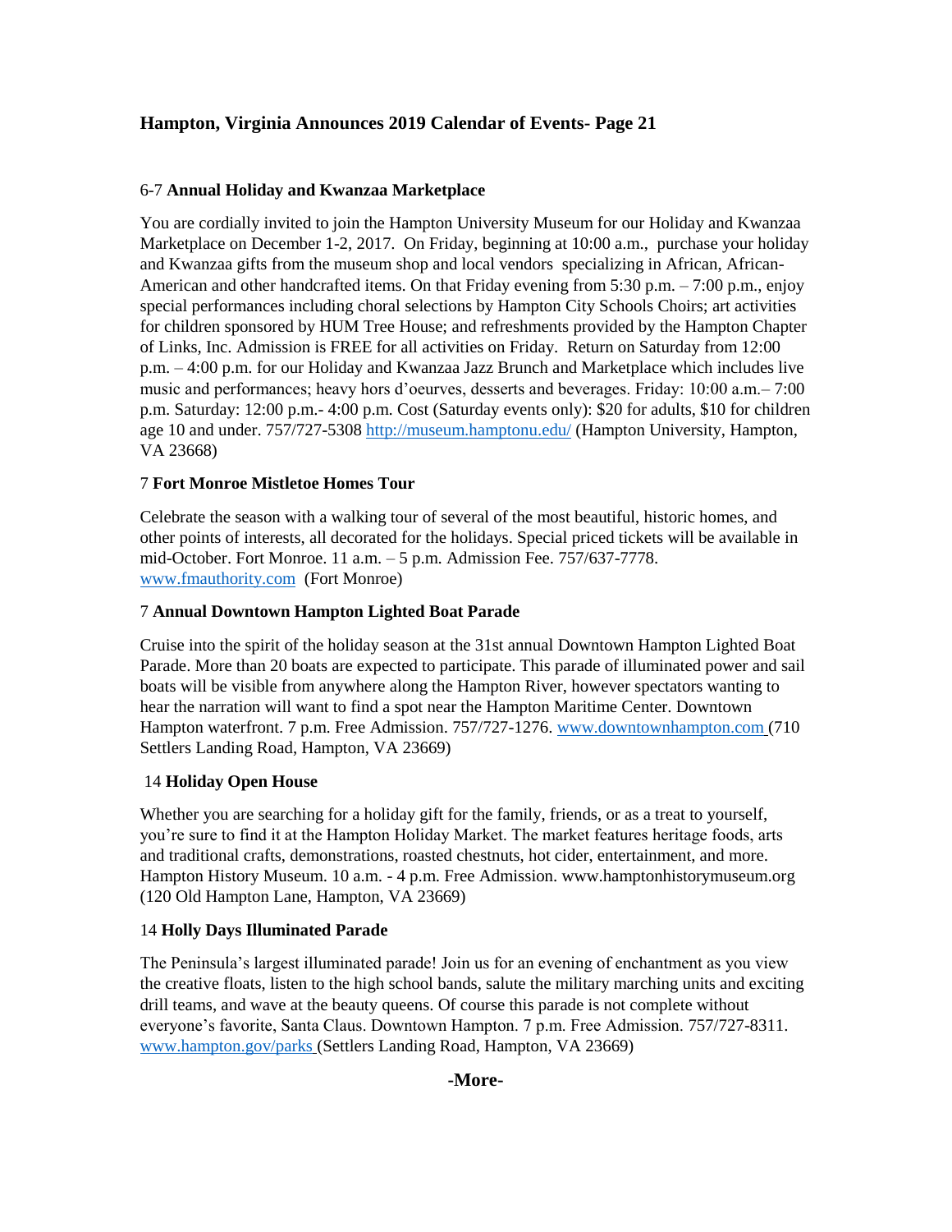## Hampton, Virginia Announces 2019 Calendar of Events- Page 21

6-7 **Annual Holiday and Kwanzaa Marketplace**

You are cordially invited to join the Hampton University Museum for our Holiday and Kwanzaa Marketplace on December 1-2, 2017. On Friday, beginning at 10:00 a.m., purchase your holiday and Kwanzaa gifts from the museum shop and local vendors specializing in African, African-American and other handcrafted items. On that Friday evening from 5:30 p.m. – 7:00 p.m., enjoy special performances including choral selections by Hampton City Schools Choirs; art activities for children sponsored by HUM Tree House; and refreshments provided by the Hampton Chapter of Links, Inc. Admission is FREE for all activities on Friday. Return on Saturday from 12:00 p.m. – 4:00 p.m. for our Holiday and Kwanzaa Jazz Brunch and Marketplace which includes live music and performances; heavy hors d'oeurves, desserts and beverages. Friday: 10:00 a.m.– 7:00 p.m. Saturday: 12:00 p.m.- 4:00 p.m. Cost (Saturday events only): $20 for adults, $10 for children age 10 and under. 757/727-5308 http://museum.hamptonu.edu/ (Hampton University, Hampton, VA 23668)

7 **Fort Monroe Mistletoe Homes Tour**

Celebrate the season with a walking tour of several of the most beautiful, historic homes, and other points of interests, all decorated for the holidays. Special priced tickets will be available in mid-October. Fort Monroe. 11 a.m. – 5 p.m. Admission Fee. 757/637-7778. www.fmauthority.com (Fort Monroe)

7 **Annual Downtown Hampton Lighted Boat Parade**

Cruise into the spirit of the holiday season at the 31st annual Downtown Hampton Lighted Boat Parade. More than 20 boats are expected to participate. This parade of illuminated power and sail boats will be visible from anywhere along the Hampton River, however spectators wanting to hear the narration will want to find a spot near the Hampton Maritime Center. Downtown Hampton waterfront. 7 p.m. Free Admission. 757/727-1276. www.downtownhampton.com (710 Settlers Landing Road, Hampton, VA 23669)

14 **Holiday Open House**

Whether you are searching for a holiday gift for the family, friends, or as a treat to yourself, you're sure to find it at the Hampton Holiday Market. The market features heritage foods, arts and traditional crafts, demonstrations, roasted chestnuts, hot cider, entertainment, and more. Hampton History Museum. 10 a.m. - 4 p.m. Free Admission. www.hamptonhistorymuseum.org (120 Old Hampton Lane, Hampton, VA 23669)

14 **Holly Days Illuminated Parade**

The Peninsula's largest illuminated parade! Join us for an evening of enchantment as you view the creative floats, listen to the high school bands, salute the military marching units and exciting drill teams, and wave at the beauty queens. Of course this parade is not complete without everyone's favorite, Santa Claus. Downtown Hampton. 7 p.m. Free Admission. 757/727-8311. www.hampton.gov/parks (Settlers Landing Road, Hampton, VA 23669)

**-More-**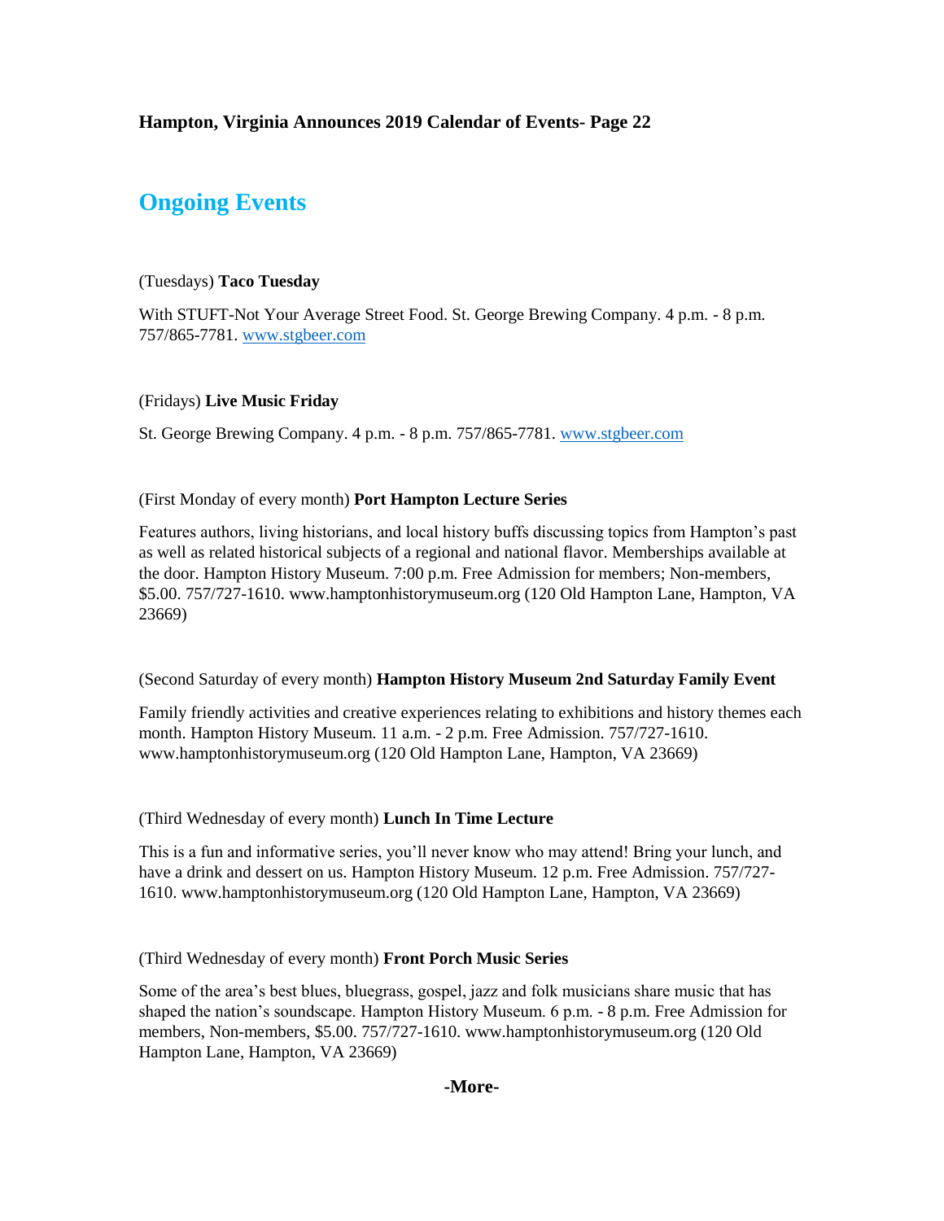**Hampton, Virginia Announces 2019 Calendar of Events- Page 22**

## Ongoing Events

(Tuesdays) **Taco Tuesday**

With STUFT-Not Your Average Street Food. St. George Brewing Company. 4 p.m. - 8 p.m. 757/865-7781. [www.stgbeer.com](http://www.stgbeer.com)

(Fridays) **Live Music Friday**

St. George Brewing Company. 4 p.m. - 8 p.m. 757/865-7781. [www.stgbeer.com](http://www.stgbeer.com)

(First Monday of every month) **Port Hampton Lecture Series**

Features authors, living historians, and local history buffs discussing topics from Hampton's past as well as related historical subjects of a regional and national flavor. Memberships available at the door. Hampton History Museum. 7:00 p.m. Free Admission for members; Non-members, $5.00. 757/727-1610. www.hamptonhistorymuseum.org (120 Old Hampton Lane, Hampton, VA 23669)

(Second Saturday of every month) **Hampton History Museum 2nd Saturday Family Event**

Family friendly activities and creative experiences relating to exhibitions and history themes each month. Hampton History Museum. 11 a.m. - 2 p.m. Free Admission. 757/727-1610. www.hamptonhistorymuseum.org (120 Old Hampton Lane, Hampton, VA 23669)

(Third Wednesday of every month) **Lunch In Time Lecture**

This is a fun and informative series, you'll never know who may attend! Bring your lunch, and have a drink and dessert on us. Hampton History Museum. 12 p.m. Free Admission. 757/727-1610. www.hamptonhistorymuseum.org (120 Old Hampton Lane, Hampton, VA 23669)

(Third Wednesday of every month) **Front Porch Music Series**

Some of the area's best blues, bluegrass, gospel, jazz and folk musicians share music that has shaped the nation's soundscape. Hampton History Museum. 6 p.m. - 8 p.m. Free Admission for members, Non-members, $5.00. 757/727-1610. www.hamptonhistorymuseum.org (120 Old Hampton Lane, Hampton, VA 23669)

**-More-**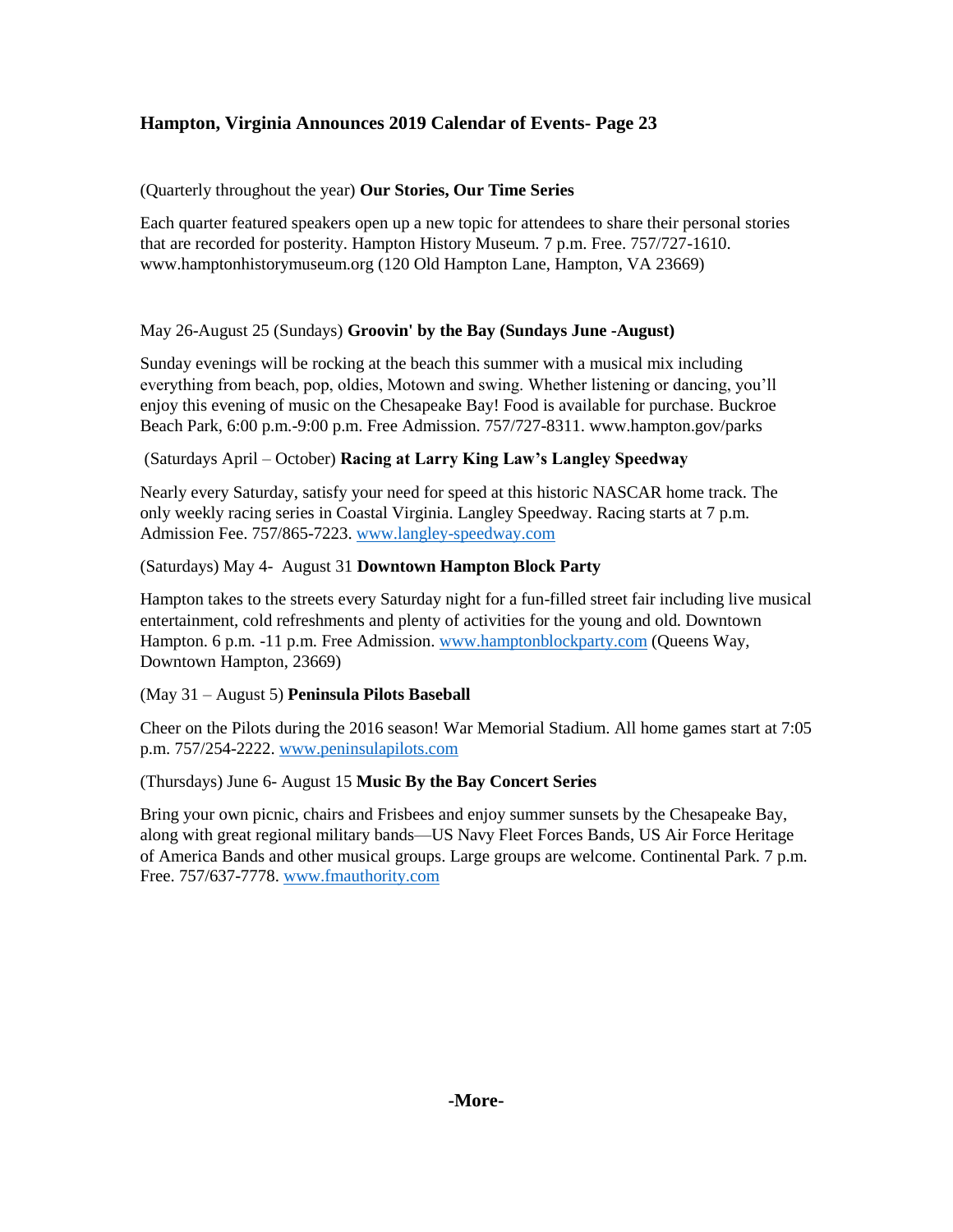### Hampton, Virginia Announces 2019 Calendar of Events- Page 23

(Quarterly throughout the year) **Our Stories, Our Time Series**

Each quarter featured speakers open up a new topic for attendees to share their personal stories that are recorded for posterity. Hampton History Museum. 7 p.m. Free. 757/727-1610. www.hamptonhistorymuseum.org (120 Old Hampton Lane, Hampton, VA 23669)

May 26-August 25 (Sundays) **Groovin' by the Bay (Sundays June -August)**

Sunday evenings will be rocking at the beach this summer with a musical mix including everything from beach, pop, oldies, Motown and swing. Whether listening or dancing, you'll enjoy this evening of music on the Chesapeake Bay! Food is available for purchase. Buckroe Beach Park, 6:00 p.m.-9:00 p.m. Free Admission. 757/727-8311. www.hampton.gov/parks

(Saturdays April – October) **Racing at Larry King Law's Langley Speedway**

Nearly every Saturday, satisfy your need for speed at this historic NASCAR home track. The only weekly racing series in Coastal Virginia. Langley Speedway. Racing starts at 7 p.m. Admission Fee. 757/865-7223. www.langley-speedway.com

(Saturdays) May 4- August 31 **Downtown Hampton Block Party**

Hampton takes to the streets every Saturday night for a fun-filled street fair including live musical entertainment, cold refreshments and plenty of activities for the young and old. Downtown Hampton. 6 p.m. -11 p.m. Free Admission. www.hamptonblockparty.com (Queens Way, Downtown Hampton, 23669)

(May 31 – August 5) **Peninsula Pilots Baseball**

Cheer on the Pilots during the 2016 season! War Memorial Stadium. All home games start at 7:05 p.m. 757/254-2222. www.peninsulapilots.com

(Thursdays) June 6- August 15 **Music By the Bay Concert Series**

Bring your own picnic, chairs and Frisbees and enjoy summer sunsets by the Chesapeake Bay, along with great regional military bands—US Navy Fleet Forces Bands, US Air Force Heritage of America Bands and other musical groups. Large groups are welcome. Continental Park. 7 p.m. Free. 757/637-7778. www.fmauthority.com

**-More-**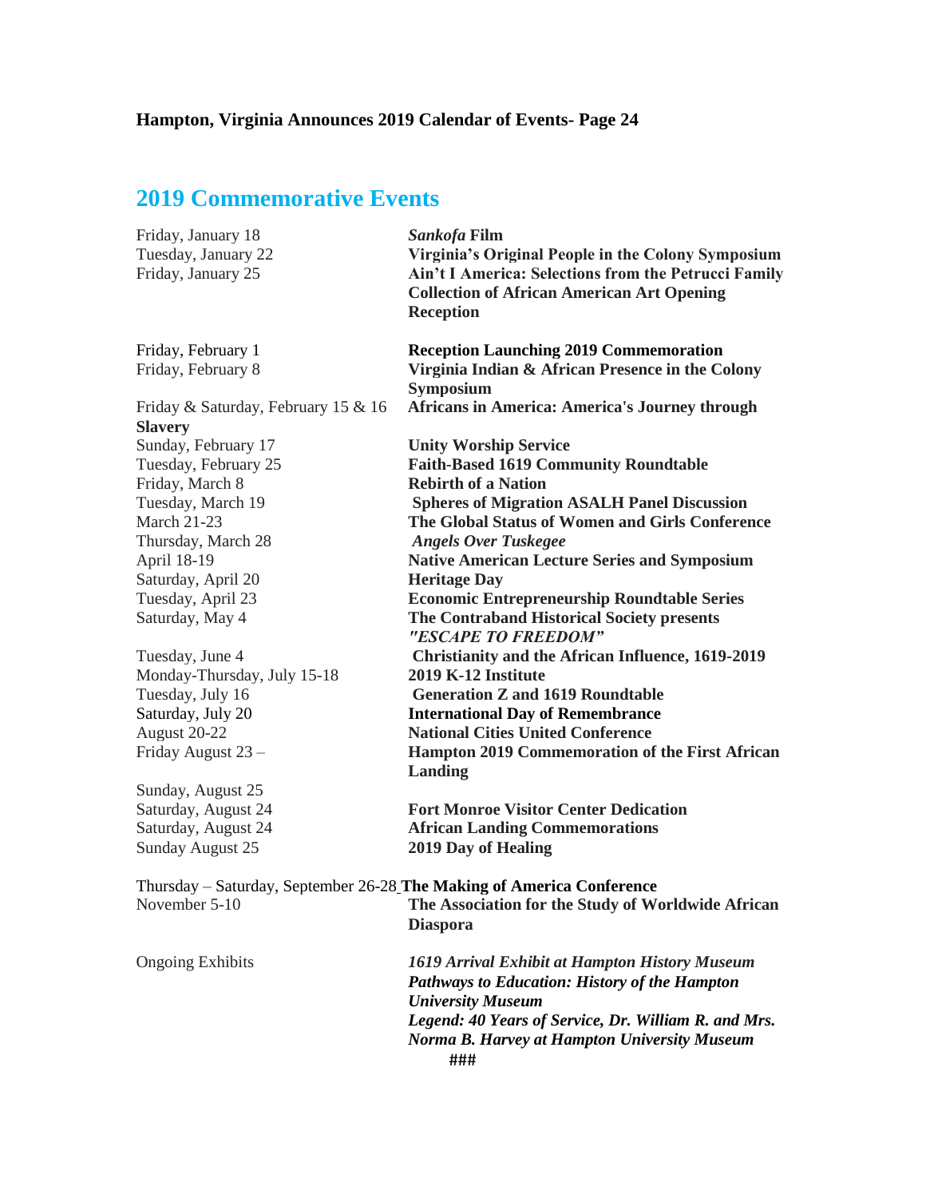**Hampton, Virginia Announces 2019 Calendar of Events- Page 24**

## 2019 Commemorative Events

| | |
|---|---|
| Friday, January 18 | ***Sankofa* Film** |
| Tuesday, January 22 | **Virginia's Original People in the Colony Symposium** |
| Friday, January 25 | **Ain't I America: Selections from the Petrucci Family Collection of African American Art Opening Reception** |
| Friday, February 1 | **Reception Launching 2019 Commemoration** |
| Friday, February 8 | **Virginia Indian & African Presence in the Colony Symposium** |
| Friday & Saturday, February 15 & 16 | **Africans in America: America's Journey through Slavery** |
| Sunday, February 17 | **Unity Worship Service** |
| Tuesday, February 25 | **Faith-Based 1619 Community Roundtable** |
| Friday, March 8 | **Rebirth of a Nation** |
| Tuesday, March 19 | **Spheres of Migration ASALH Panel Discussion** |
| March 21-23 | **The Global Status of Women and Girls Conference** |
| Thursday, March 28 | ***Angels Over Tuskegee*** |
| April 18-19 | **Native American Lecture Series and Symposium** |
| Saturday, April 20 | **Heritage Day** |
| Tuesday, April 23 | **Economic Entrepreneurship Roundtable Series** |
| Saturday, May 4 | **The Contraband Historical Society presents *"ESCAPE TO FREEDOM"*** |
| Tuesday, June 4 | **Christianity and the African Influence, 1619-2019** |
| Monday-Thursday, July 15-18 | **2019 K-12 Institute** |
| Tuesday, July 16 | **Generation Z and 1619 Roundtable** |
| Saturday, July 20 | **International Day of Remembrance** |
| August 20-22 | **National Cities United Conference** |
| Friday August 23 – Sunday, August 25 | **Hampton 2019 Commemoration of the First African Landing** |
| Saturday, August 24 | **Fort Monroe Visitor Center Dedication** |
| Saturday, August 24 | **African Landing Commemorations** |
| Sunday August 25 | **2019 Day of Healing** |
| Thursday – Saturday, September 26-28 | **The Making of America Conference** |
| November 5-10 | **The Association for the Study of Worldwide African Diaspora** |
| Ongoing Exhibits | ***1619 Arrival Exhibit at Hampton History Museum*** |
| | ***Pathways to Education: History of the Hampton University Museum*** |
| | ***Legend: 40 Years of Service, Dr. William R. and Mrs. Norma B. Harvey at Hampton University Museum*** |

**###**